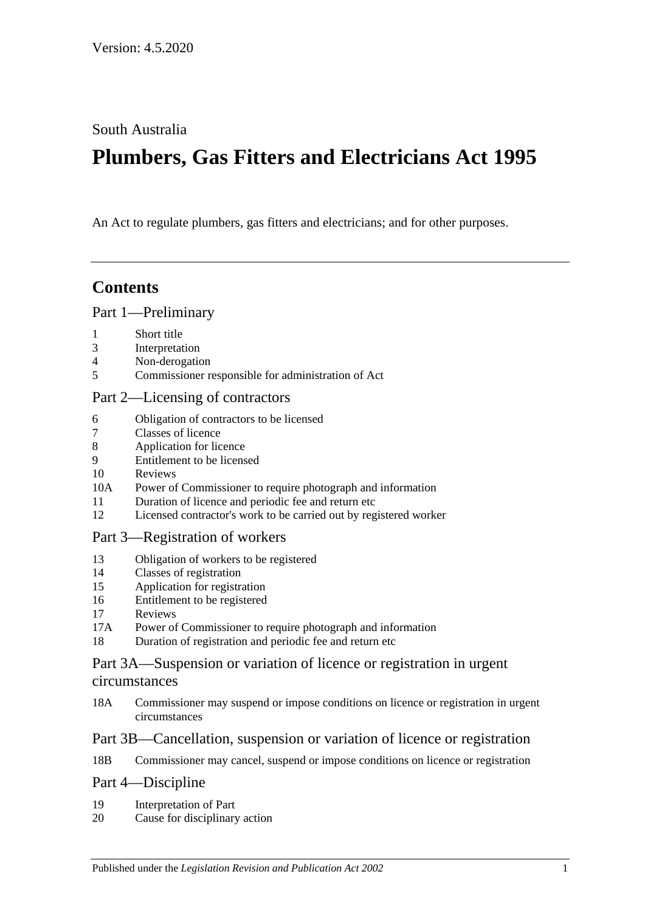Version: 4.5.2020

South Australia

# Plumbers, Gas Fitters and Electricians Act 1995

An Act to regulate plumbers, gas fitters and electricians; and for other purposes.

## Contents

### Part 1—Preliminary

1 Short title
3 Interpretation
4 Non-derogation
5 Commissioner responsible for administration of Act

### Part 2—Licensing of contractors

6 Obligation of contractors to be licensed
7 Classes of licence
8 Application for licence
9 Entitlement to be licensed
10 Reviews
10A Power of Commissioner to require photograph and information
11 Duration of licence and periodic fee and return etc
12 Licensed contractor's work to be carried out by registered worker

### Part 3—Registration of workers

13 Obligation of workers to be registered
14 Classes of registration
15 Application for registration
16 Entitlement to be registered
17 Reviews
17A Power of Commissioner to require photograph and information
18 Duration of registration and periodic fee and return etc

### Part 3A—Suspension or variation of licence or registration in urgent circumstances

18A Commissioner may suspend or impose conditions on licence or registration in urgent circumstances

### Part 3B—Cancellation, suspension or variation of licence or registration

18B Commissioner may cancel, suspend or impose conditions on licence or registration

### Part 4—Discipline

19 Interpretation of Part
20 Cause for disciplinary action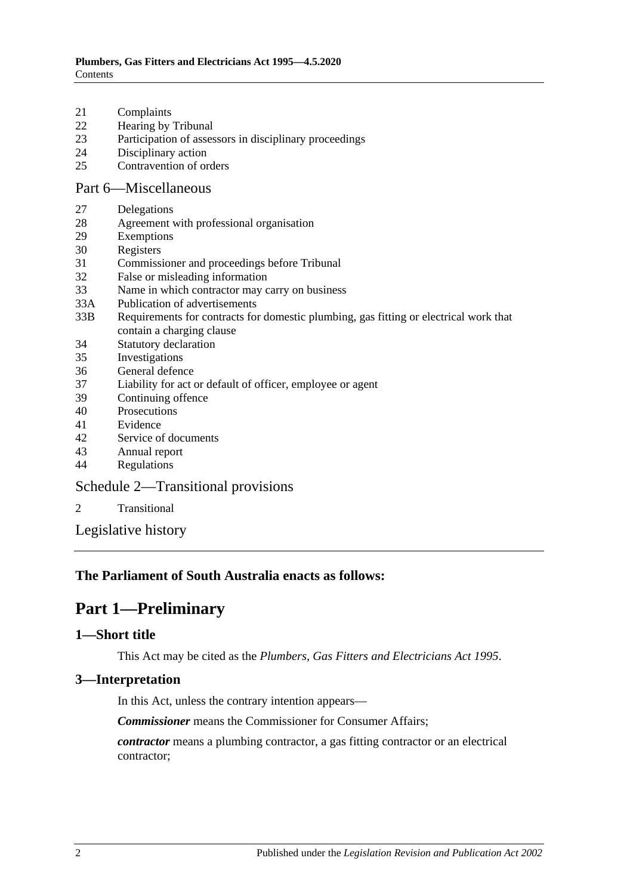21 Complaints
22 Hearing by Tribunal
23 Participation of assessors in disciplinary proceedings
24 Disciplinary action
25 Contravention of orders

## Part 6—Miscellaneous

27 Delegations
28 Agreement with professional organisation
29 Exemptions
30 Registers
31 Commissioner and proceedings before Tribunal
32 False or misleading information
33 Name in which contractor may carry on business
33A Publication of advertisements
33B Requirements for contracts for domestic plumbing, gas fitting or electrical work that contain a charging clause
34 Statutory declaration
35 Investigations
36 General defence
37 Liability for act or default of officer, employee or agent
39 Continuing offence
40 Prosecutions
41 Evidence
42 Service of documents
43 Annual report
44 Regulations

## Schedule 2—Transitional provisions

2 Transitional

## Legislative history

**The Parliament of South Australia enacts as follows:**

# Part 1—Preliminary

### 1—Short title

This Act may be cited as the *Plumbers, Gas Fitters and Electricians Act 1995*.

### 3—Interpretation

In this Act, unless the contrary intention appears—

***Commissioner*** means the Commissioner for Consumer Affairs;

***contractor*** means a plumbing contractor, a gas fitting contractor or an electrical contractor;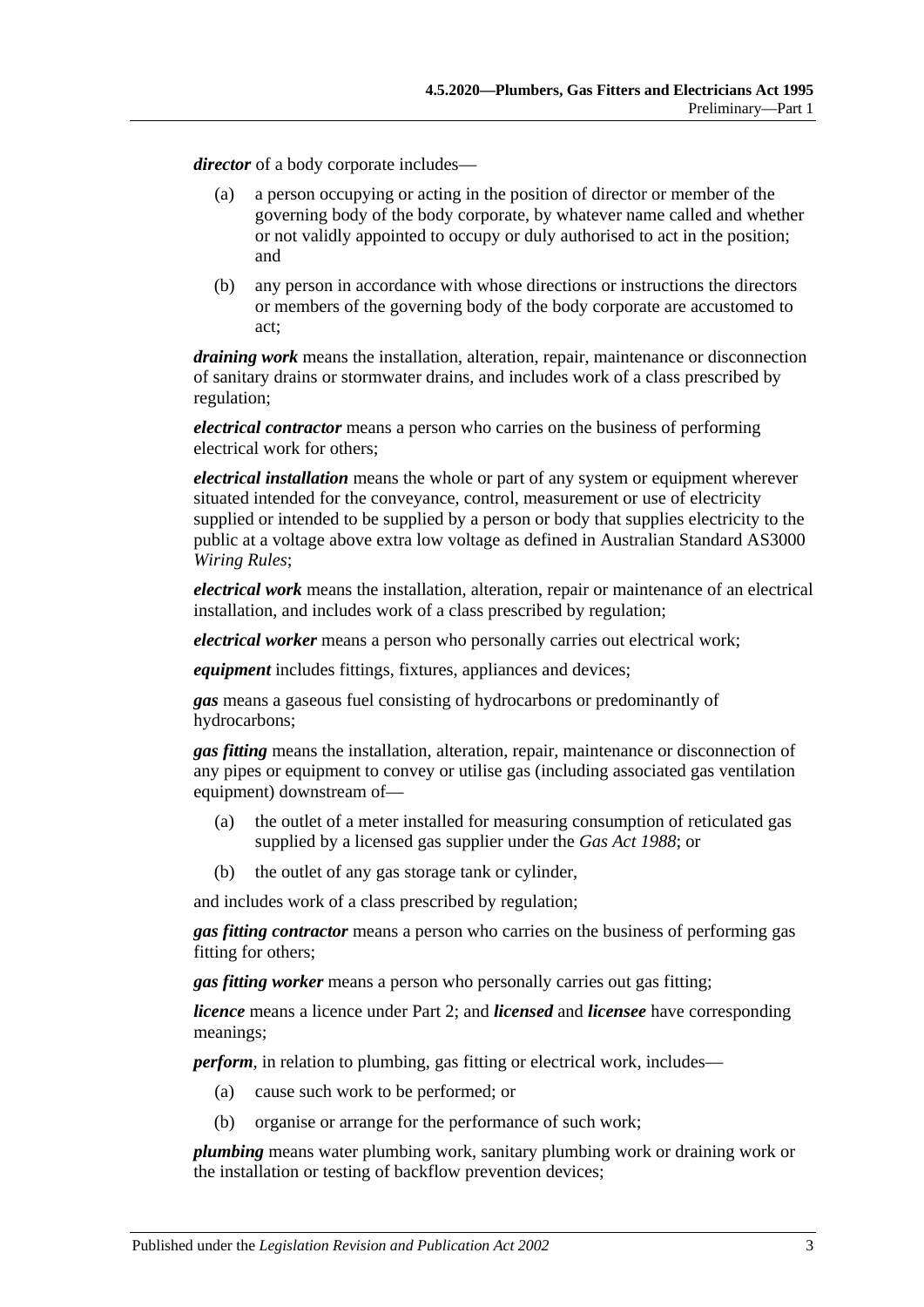***director*** of a body corporate includes—

(a) a person occupying or acting in the position of director or member of the governing body of the body corporate, by whatever name called and whether or not validly appointed to occupy or duly authorised to act in the position; and

(b) any person in accordance with whose directions or instructions the directors or members of the governing body of the body corporate are accustomed to act;

***draining work*** means the installation, alteration, repair, maintenance or disconnection of sanitary drains or stormwater drains, and includes work of a class prescribed by regulation;

***electrical contractor*** means a person who carries on the business of performing electrical work for others;

***electrical installation*** means the whole or part of any system or equipment wherever situated intended for the conveyance, control, measurement or use of electricity supplied or intended to be supplied by a person or body that supplies electricity to the public at a voltage above extra low voltage as defined in Australian Standard AS3000 *Wiring Rules*;

***electrical work*** means the installation, alteration, repair or maintenance of an electrical installation, and includes work of a class prescribed by regulation;

***electrical worker*** means a person who personally carries out electrical work;

***equipment*** includes fittings, fixtures, appliances and devices;

***gas*** means a gaseous fuel consisting of hydrocarbons or predominantly of hydrocarbons;

***gas fitting*** means the installation, alteration, repair, maintenance or disconnection of any pipes or equipment to convey or utilise gas (including associated gas ventilation equipment) downstream of—

(a) the outlet of a meter installed for measuring consumption of reticulated gas supplied by a licensed gas supplier under the *Gas Act 1988*; or

(b) the outlet of any gas storage tank or cylinder,

and includes work of a class prescribed by regulation;

***gas fitting contractor*** means a person who carries on the business of performing gas fitting for others;

***gas fitting worker*** means a person who personally carries out gas fitting;

***licence*** means a licence under Part 2; and ***licensed*** and ***licensee*** have corresponding meanings;

***perform***, in relation to plumbing, gas fitting or electrical work, includes—

(a) cause such work to be performed; or

(b) organise or arrange for the performance of such work;

***plumbing*** means water plumbing work, sanitary plumbing work or draining work or the installation or testing of backflow prevention devices;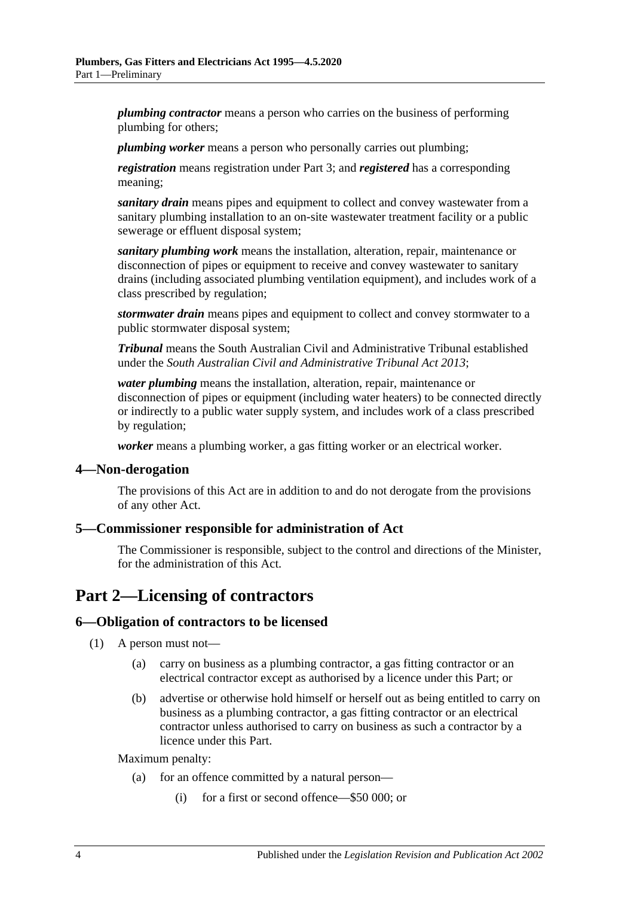***plumbing contractor*** means a person who carries on the business of performing plumbing for others;

***plumbing worker*** means a person who personally carries out plumbing;

***registration*** means registration under Part 3; and ***registered*** has a corresponding meaning;

***sanitary drain*** means pipes and equipment to collect and convey wastewater from a sanitary plumbing installation to an on-site wastewater treatment facility or a public sewerage or effluent disposal system;

***sanitary plumbing work*** means the installation, alteration, repair, maintenance or disconnection of pipes or equipment to receive and convey wastewater to sanitary drains (including associated plumbing ventilation equipment), and includes work of a class prescribed by regulation;

***stormwater drain*** means pipes and equipment to collect and convey stormwater to a public stormwater disposal system;

***Tribunal*** means the South Australian Civil and Administrative Tribunal established under the *South Australian Civil and Administrative Tribunal Act 2013*;

***water plumbing*** means the installation, alteration, repair, maintenance or disconnection of pipes or equipment (including water heaters) to be connected directly or indirectly to a public water supply system, and includes work of a class prescribed by regulation;

***worker*** means a plumbing worker, a gas fitting worker or an electrical worker.

### 4—Non-derogation

The provisions of this Act are in addition to and do not derogate from the provisions of any other Act.

### 5—Commissioner responsible for administration of Act

The Commissioner is responsible, subject to the control and directions of the Minister, for the administration of this Act.

## Part 2—Licensing of contractors

### 6—Obligation of contractors to be licensed

(1) A person must not—

(a) carry on business as a plumbing contractor, a gas fitting contractor or an electrical contractor except as authorised by a licence under this Part; or

(b) advertise or otherwise hold himself or herself out as being entitled to carry on business as a plumbing contractor, a gas fitting contractor or an electrical contractor unless authorised to carry on business as such a contractor by a licence under this Part.

Maximum penalty:

(a) for an offence committed by a natural person—

(i) for a first or second offence—$50 000; or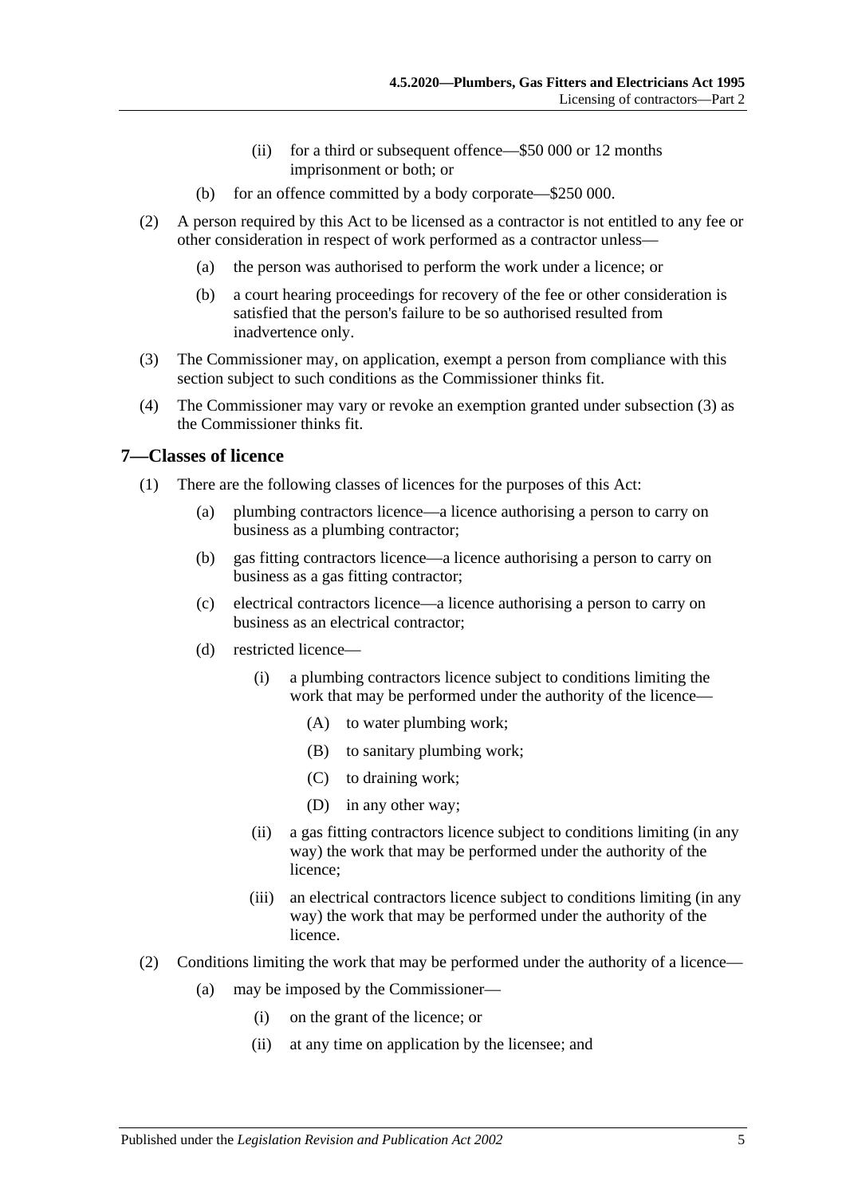(ii) for a third or subsequent offence—$50 000 or 12 months imprisonment or both; or

(b) for an offence committed by a body corporate—$250 000.

(2) A person required by this Act to be licensed as a contractor is not entitled to any fee or other consideration in respect of work performed as a contractor unless—

(a) the person was authorised to perform the work under a licence; or

(b) a court hearing proceedings for recovery of the fee or other consideration is satisfied that the person's failure to be so authorised resulted from inadvertence only.

(3) The Commissioner may, on application, exempt a person from compliance with this section subject to such conditions as the Commissioner thinks fit.

(4) The Commissioner may vary or revoke an exemption granted under subsection (3) as the Commissioner thinks fit.

## 7—Classes of licence

(1) There are the following classes of licences for the purposes of this Act:

(a) plumbing contractors licence—a licence authorising a person to carry on business as a plumbing contractor;

(b) gas fitting contractors licence—a licence authorising a person to carry on business as a gas fitting contractor;

(c) electrical contractors licence—a licence authorising a person to carry on business as an electrical contractor;

(d) restricted licence—

(i) a plumbing contractors licence subject to conditions limiting the work that may be performed under the authority of the licence—

(A) to water plumbing work;

(B) to sanitary plumbing work;

(C) to draining work;

(D) in any other way;

(ii) a gas fitting contractors licence subject to conditions limiting (in any way) the work that may be performed under the authority of the licence;

(iii) an electrical contractors licence subject to conditions limiting (in any way) the work that may be performed under the authority of the licence.

(2) Conditions limiting the work that may be performed under the authority of a licence—

(a) may be imposed by the Commissioner—

(i) on the grant of the licence; or

(ii) at any time on application by the licensee; and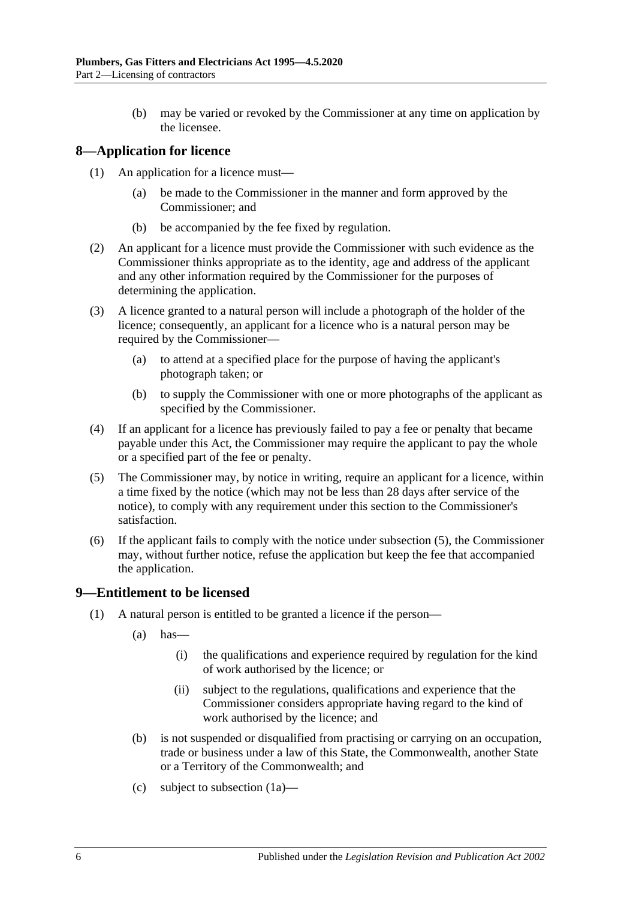(b) may be varied or revoked by the Commissioner at any time on application by the licensee.

## 8—Application for licence

(1) An application for a licence must—

(a) be made to the Commissioner in the manner and form approved by the Commissioner; and

(b) be accompanied by the fee fixed by regulation.

(2) An applicant for a licence must provide the Commissioner with such evidence as the Commissioner thinks appropriate as to the identity, age and address of the applicant and any other information required by the Commissioner for the purposes of determining the application.

(3) A licence granted to a natural person will include a photograph of the holder of the licence; consequently, an applicant for a licence who is a natural person may be required by the Commissioner—

(a) to attend at a specified place for the purpose of having the applicant's photograph taken; or

(b) to supply the Commissioner with one or more photographs of the applicant as specified by the Commissioner.

(4) If an applicant for a licence has previously failed to pay a fee or penalty that became payable under this Act, the Commissioner may require the applicant to pay the whole or a specified part of the fee or penalty.

(5) The Commissioner may, by notice in writing, require an applicant for a licence, within a time fixed by the notice (which may not be less than 28 days after service of the notice), to comply with any requirement under this section to the Commissioner's satisfaction.

(6) If the applicant fails to comply with the notice under subsection (5), the Commissioner may, without further notice, refuse the application but keep the fee that accompanied the application.

## 9—Entitlement to be licensed

(1) A natural person is entitled to be granted a licence if the person—

(a) has—

(i) the qualifications and experience required by regulation for the kind of work authorised by the licence; or

(ii) subject to the regulations, qualifications and experience that the Commissioner considers appropriate having regard to the kind of work authorised by the licence; and

(b) is not suspended or disqualified from practising or carrying on an occupation, trade or business under a law of this State, the Commonwealth, another State or a Territory of the Commonwealth; and

(c) subject to subsection (1a)—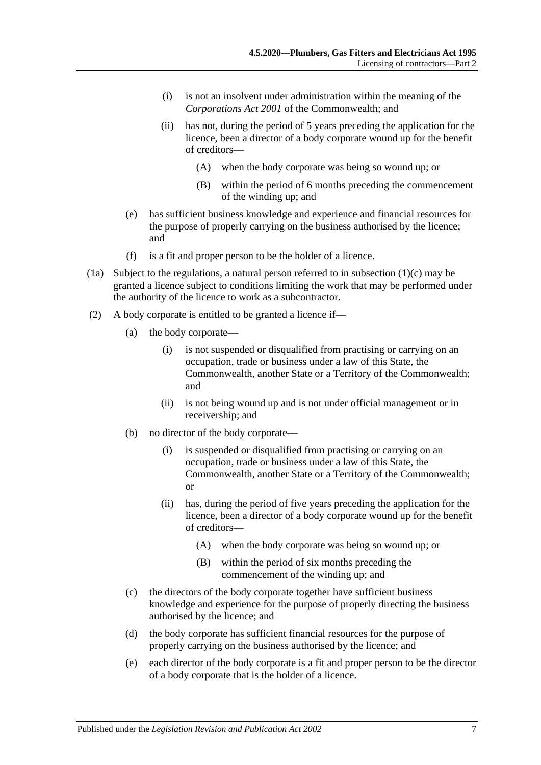- (i) is not an insolvent under administration within the meaning of the *Corporations Act 2001* of the Commonwealth; and
- (ii) has not, during the period of 5 years preceding the application for the licence, been a director of a body corporate wound up for the benefit of creditors—
  - (A) when the body corporate was being so wound up; or
  - (B) within the period of 6 months preceding the commencement of the winding up; and
- (e) has sufficient business knowledge and experience and financial resources for the purpose of properly carrying on the business authorised by the licence; and
- (f) is a fit and proper person to be the holder of a licence.

(1a) Subject to the regulations, a natural person referred to in subsection (1)(c) may be granted a licence subject to conditions limiting the work that may be performed under the authority of the licence to work as a subcontractor.

(2) A body corporate is entitled to be granted a licence if—

- (a) the body corporate—
  - (i) is not suspended or disqualified from practising or carrying on an occupation, trade or business under a law of this State, the Commonwealth, another State or a Territory of the Commonwealth; and
  - (ii) is not being wound up and is not under official management or in receivership; and
- (b) no director of the body corporate—
  - (i) is suspended or disqualified from practising or carrying on an occupation, trade or business under a law of this State, the Commonwealth, another State or a Territory of the Commonwealth; or
  - (ii) has, during the period of five years preceding the application for the licence, been a director of a body corporate wound up for the benefit of creditors—
    - (A) when the body corporate was being so wound up; or
    - (B) within the period of six months preceding the commencement of the winding up; and
- (c) the directors of the body corporate together have sufficient business knowledge and experience for the purpose of properly directing the business authorised by the licence; and
- (d) the body corporate has sufficient financial resources for the purpose of properly carrying on the business authorised by the licence; and
- (e) each director of the body corporate is a fit and proper person to be the director of a body corporate that is the holder of a licence.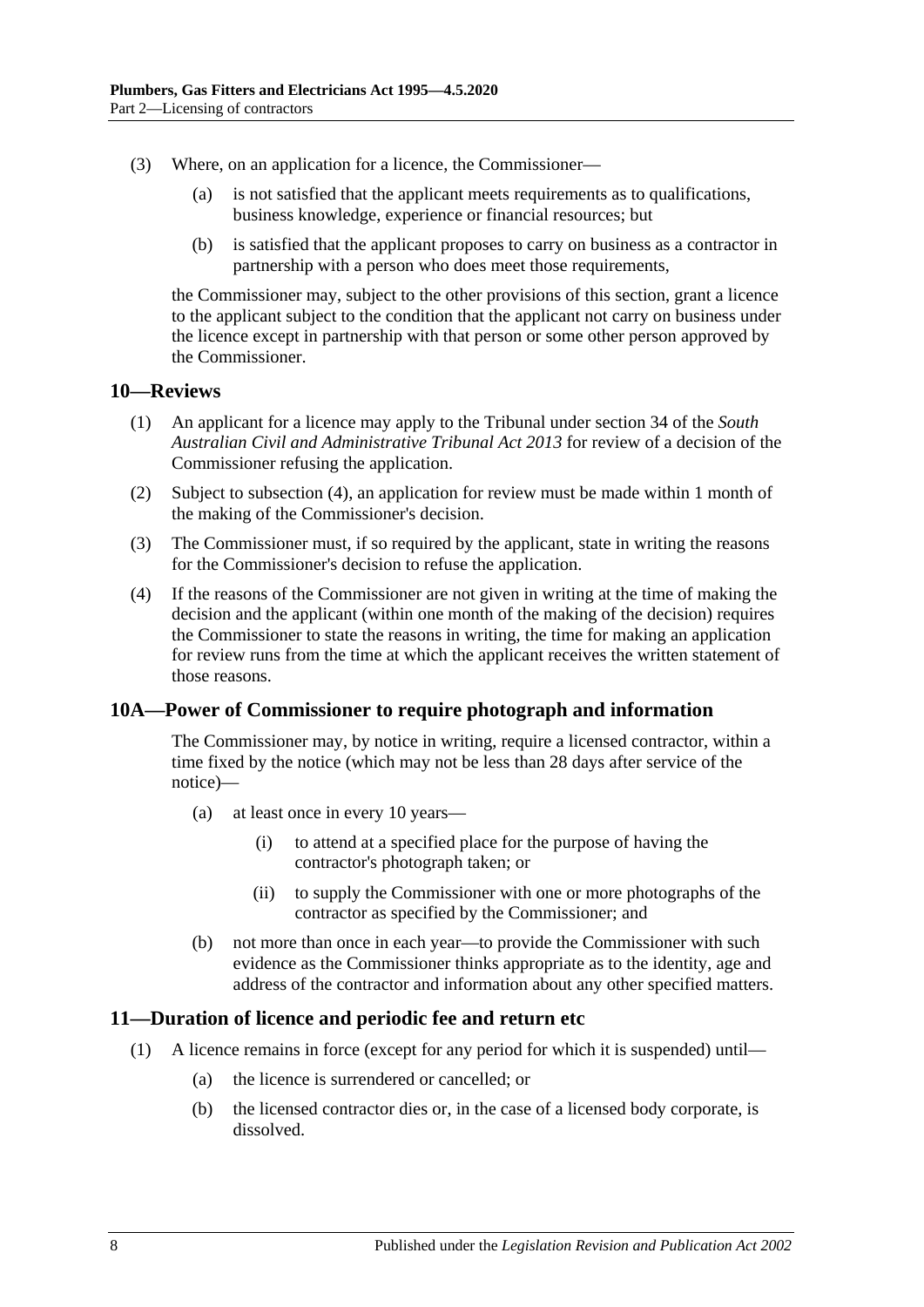(3) Where, on an application for a licence, the Commissioner—

(a) is not satisfied that the applicant meets requirements as to qualifications, business knowledge, experience or financial resources; but

(b) is satisfied that the applicant proposes to carry on business as a contractor in partnership with a person who does meet those requirements,

the Commissioner may, subject to the other provisions of this section, grant a licence to the applicant subject to the condition that the applicant not carry on business under the licence except in partnership with that person or some other person approved by the Commissioner.

## 10—Reviews

(1) An applicant for a licence may apply to the Tribunal under section 34 of the *South Australian Civil and Administrative Tribunal Act 2013* for review of a decision of the Commissioner refusing the application.

(2) Subject to subsection (4), an application for review must be made within 1 month of the making of the Commissioner's decision.

(3) The Commissioner must, if so required by the applicant, state in writing the reasons for the Commissioner's decision to refuse the application.

(4) If the reasons of the Commissioner are not given in writing at the time of making the decision and the applicant (within one month of the making of the decision) requires the Commissioner to state the reasons in writing, the time for making an application for review runs from the time at which the applicant receives the written statement of those reasons.

## 10A—Power of Commissioner to require photograph and information

The Commissioner may, by notice in writing, require a licensed contractor, within a time fixed by the notice (which may not be less than 28 days after service of the notice)—

(a) at least once in every 10 years—

(i) to attend at a specified place for the purpose of having the contractor's photograph taken; or

(ii) to supply the Commissioner with one or more photographs of the contractor as specified by the Commissioner; and

(b) not more than once in each year—to provide the Commissioner with such evidence as the Commissioner thinks appropriate as to the identity, age and address of the contractor and information about any other specified matters.

## 11—Duration of licence and periodic fee and return etc

(1) A licence remains in force (except for any period for which it is suspended) until—

(a) the licence is surrendered or cancelled; or

(b) the licensed contractor dies or, in the case of a licensed body corporate, is dissolved.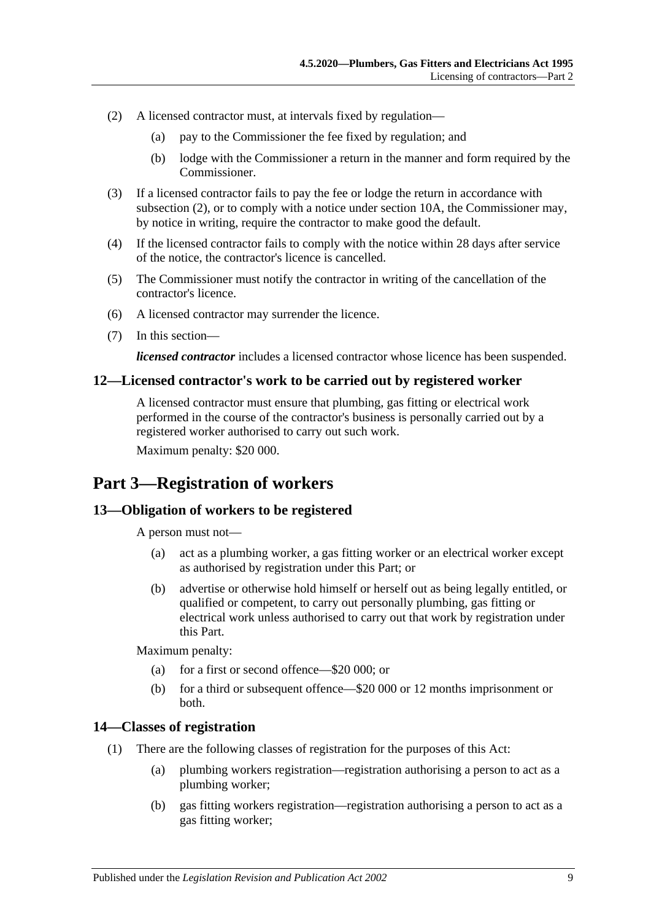(2) A licensed contractor must, at intervals fixed by regulation—

(a) pay to the Commissioner the fee fixed by regulation; and

(b) lodge with the Commissioner a return in the manner and form required by the Commissioner.

(3) If a licensed contractor fails to pay the fee or lodge the return in accordance with subsection (2), or to comply with a notice under section 10A, the Commissioner may, by notice in writing, require the contractor to make good the default.

(4) If the licensed contractor fails to comply with the notice within 28 days after service of the notice, the contractor's licence is cancelled.

(5) The Commissioner must notify the contractor in writing of the cancellation of the contractor's licence.

(6) A licensed contractor may surrender the licence.

(7) In this section—

***licensed contractor*** includes a licensed contractor whose licence has been suspended.

### 12—Licensed contractor's work to be carried out by registered worker

A licensed contractor must ensure that plumbing, gas fitting or electrical work performed in the course of the contractor's business is personally carried out by a registered worker authorised to carry out such work.

Maximum penalty: $20 000.

## Part 3—Registration of workers

### 13—Obligation of workers to be registered

A person must not—

(a) act as a plumbing worker, a gas fitting worker or an electrical worker except as authorised by registration under this Part; or

(b) advertise or otherwise hold himself or herself out as being legally entitled, or qualified or competent, to carry out personally plumbing, gas fitting or electrical work unless authorised to carry out that work by registration under this Part.

Maximum penalty:

(a) for a first or second offence—$20 000; or

(b) for a third or subsequent offence—$20 000 or 12 months imprisonment or both.

### 14—Classes of registration

(1) There are the following classes of registration for the purposes of this Act:

(a) plumbing workers registration—registration authorising a person to act as a plumbing worker;

(b) gas fitting workers registration—registration authorising a person to act as a gas fitting worker;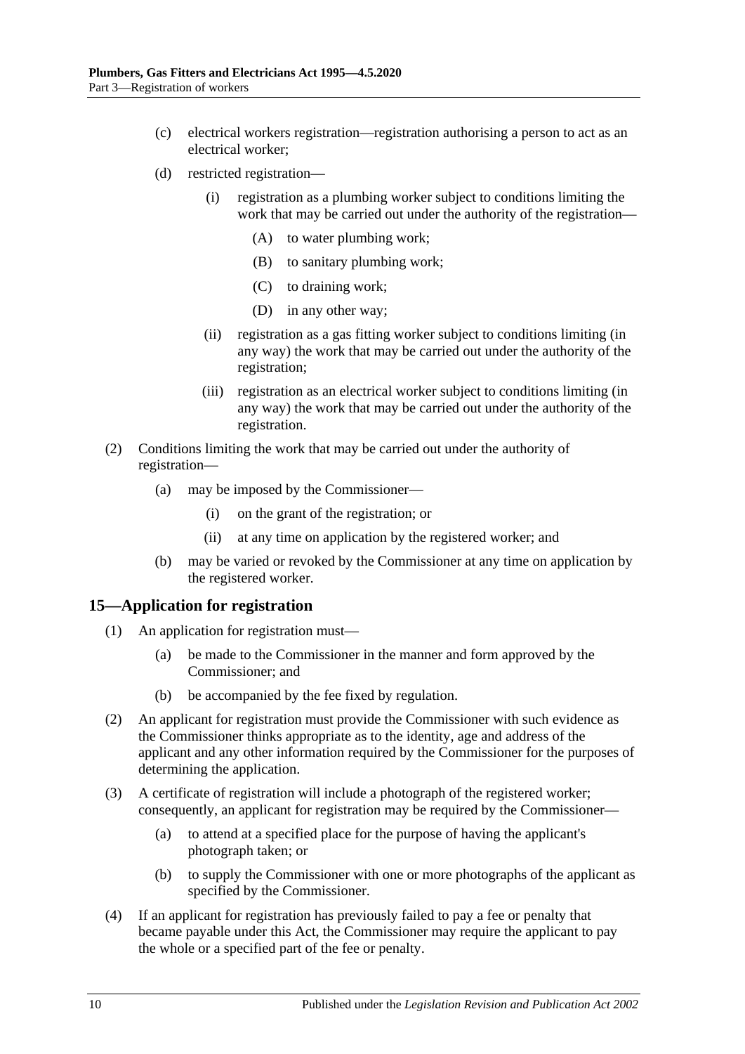(c) electrical workers registration—registration authorising a person to act as an electrical worker;

(d) restricted registration—

(i) registration as a plumbing worker subject to conditions limiting the work that may be carried out under the authority of the registration—

(A) to water plumbing work;

(B) to sanitary plumbing work;

(C) to draining work;

(D) in any other way;

(ii) registration as a gas fitting worker subject to conditions limiting (in any way) the work that may be carried out under the authority of the registration;

(iii) registration as an electrical worker subject to conditions limiting (in any way) the work that may be carried out under the authority of the registration.

(2) Conditions limiting the work that may be carried out under the authority of registration—

(a) may be imposed by the Commissioner—

(i) on the grant of the registration; or

(ii) at any time on application by the registered worker; and

(b) may be varied or revoked by the Commissioner at any time on application by the registered worker.

## 15—Application for registration

(1) An application for registration must—

(a) be made to the Commissioner in the manner and form approved by the Commissioner; and

(b) be accompanied by the fee fixed by regulation.

(2) An applicant for registration must provide the Commissioner with such evidence as the Commissioner thinks appropriate as to the identity, age and address of the applicant and any other information required by the Commissioner for the purposes of determining the application.

(3) A certificate of registration will include a photograph of the registered worker; consequently, an applicant for registration may be required by the Commissioner—

(a) to attend at a specified place for the purpose of having the applicant's photograph taken; or

(b) to supply the Commissioner with one or more photographs of the applicant as specified by the Commissioner.

(4) If an applicant for registration has previously failed to pay a fee or penalty that became payable under this Act, the Commissioner may require the applicant to pay the whole or a specified part of the fee or penalty.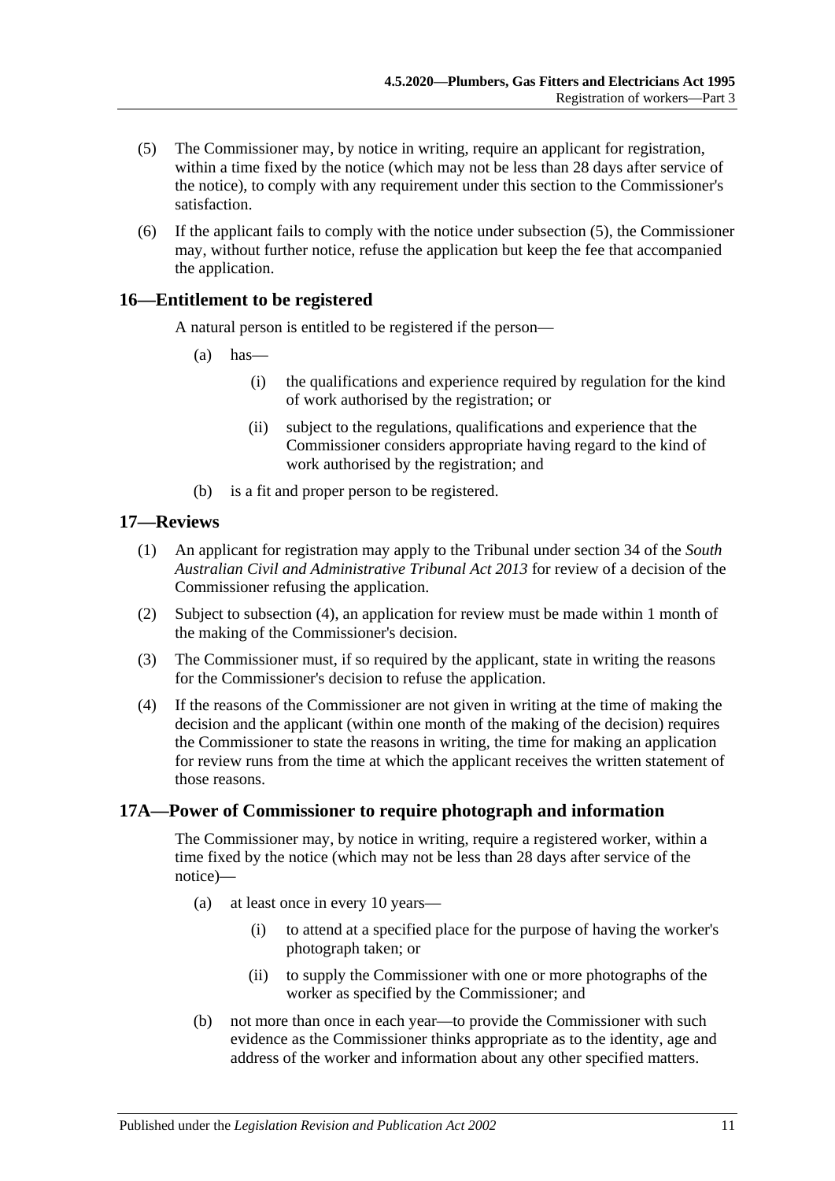(5) The Commissioner may, by notice in writing, require an applicant for registration, within a time fixed by the notice (which may not be less than 28 days after service of the notice), to comply with any requirement under this section to the Commissioner's satisfaction.

(6) If the applicant fails to comply with the notice under subsection (5), the Commissioner may, without further notice, refuse the application but keep the fee that accompanied the application.

## 16—Entitlement to be registered

A natural person is entitled to be registered if the person—

(a) has—

(i) the qualifications and experience required by regulation for the kind of work authorised by the registration; or

(ii) subject to the regulations, qualifications and experience that the Commissioner considers appropriate having regard to the kind of work authorised by the registration; and

(b) is a fit and proper person to be registered.

## 17—Reviews

(1) An applicant for registration may apply to the Tribunal under section 34 of the *South Australian Civil and Administrative Tribunal Act 2013* for review of a decision of the Commissioner refusing the application.

(2) Subject to subsection (4), an application for review must be made within 1 month of the making of the Commissioner's decision.

(3) The Commissioner must, if so required by the applicant, state in writing the reasons for the Commissioner's decision to refuse the application.

(4) If the reasons of the Commissioner are not given in writing at the time of making the decision and the applicant (within one month of the making of the decision) requires the Commissioner to state the reasons in writing, the time for making an application for review runs from the time at which the applicant receives the written statement of those reasons.

## 17A—Power of Commissioner to require photograph and information

The Commissioner may, by notice in writing, require a registered worker, within a time fixed by the notice (which may not be less than 28 days after service of the notice)—

(a) at least once in every 10 years—

(i) to attend at a specified place for the purpose of having the worker's photograph taken; or

(ii) to supply the Commissioner with one or more photographs of the worker as specified by the Commissioner; and

(b) not more than once in each year—to provide the Commissioner with such evidence as the Commissioner thinks appropriate as to the identity, age and address of the worker and information about any other specified matters.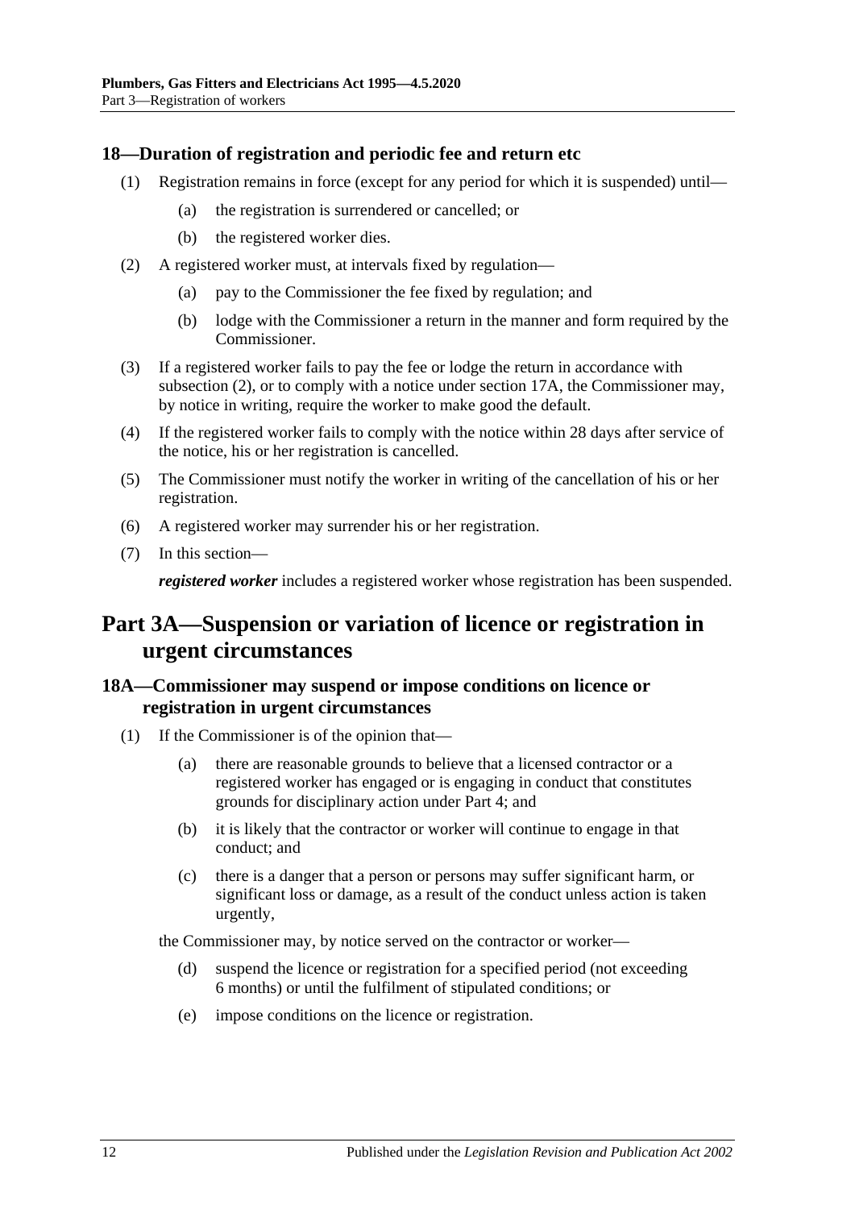### 18—Duration of registration and periodic fee and return etc

(1) Registration remains in force (except for any period for which it is suspended) until—

(a) the registration is surrendered or cancelled; or

(b) the registered worker dies.

(2) A registered worker must, at intervals fixed by regulation—

(a) pay to the Commissioner the fee fixed by regulation; and

(b) lodge with the Commissioner a return in the manner and form required by the Commissioner.

(3) If a registered worker fails to pay the fee or lodge the return in accordance with subsection (2), or to comply with a notice under section 17A, the Commissioner may, by notice in writing, require the worker to make good the default.

(4) If the registered worker fails to comply with the notice within 28 days after service of the notice, his or her registration is cancelled.

(5) The Commissioner must notify the worker in writing of the cancellation of his or her registration.

(6) A registered worker may surrender his or her registration.

(7) In this section—

***registered worker*** includes a registered worker whose registration has been suspended.

## Part 3A—Suspension or variation of licence or registration in urgent circumstances

### 18A—Commissioner may suspend or impose conditions on licence or registration in urgent circumstances

(1) If the Commissioner is of the opinion that—

(a) there are reasonable grounds to believe that a licensed contractor or a registered worker has engaged or is engaging in conduct that constitutes grounds for disciplinary action under Part 4; and

(b) it is likely that the contractor or worker will continue to engage in that conduct; and

(c) there is a danger that a person or persons may suffer significant harm, or significant loss or damage, as a result of the conduct unless action is taken urgently,

the Commissioner may, by notice served on the contractor or worker—

(d) suspend the licence or registration for a specified period (not exceeding 6 months) or until the fulfilment of stipulated conditions; or

(e) impose conditions on the licence or registration.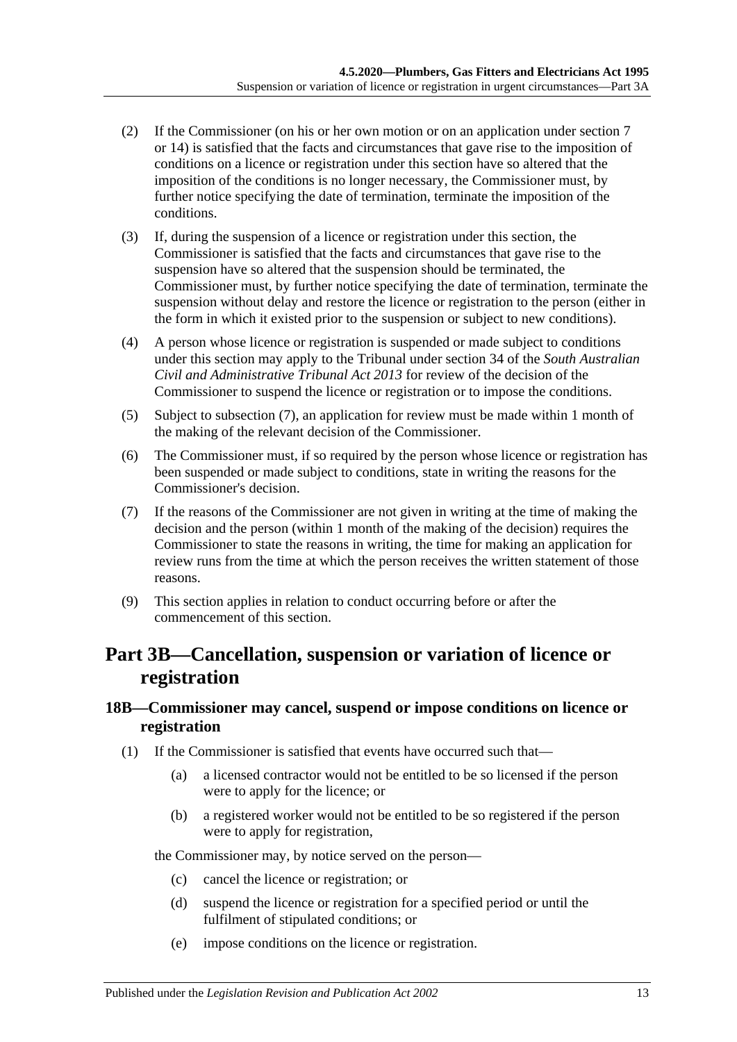(2) If the Commissioner (on his or her own motion or on an application under section 7 or 14) is satisfied that the facts and circumstances that gave rise to the imposition of conditions on a licence or registration under this section have so altered that the imposition of the conditions is no longer necessary, the Commissioner must, by further notice specifying the date of termination, terminate the imposition of the conditions.

(3) If, during the suspension of a licence or registration under this section, the Commissioner is satisfied that the facts and circumstances that gave rise to the suspension have so altered that the suspension should be terminated, the Commissioner must, by further notice specifying the date of termination, terminate the suspension without delay and restore the licence or registration to the person (either in the form in which it existed prior to the suspension or subject to new conditions).

(4) A person whose licence or registration is suspended or made subject to conditions under this section may apply to the Tribunal under section 34 of the *South Australian Civil and Administrative Tribunal Act 2013* for review of the decision of the Commissioner to suspend the licence or registration or to impose the conditions.

(5) Subject to subsection (7), an application for review must be made within 1 month of the making of the relevant decision of the Commissioner.

(6) The Commissioner must, if so required by the person whose licence or registration has been suspended or made subject to conditions, state in writing the reasons for the Commissioner's decision.

(7) If the reasons of the Commissioner are not given in writing at the time of making the decision and the person (within 1 month of the making of the decision) requires the Commissioner to state the reasons in writing, the time for making an application for review runs from the time at which the person receives the written statement of those reasons.

(9) This section applies in relation to conduct occurring before or after the commencement of this section.

# Part 3B—Cancellation, suspension or variation of licence or registration

## 18B—Commissioner may cancel, suspend or impose conditions on licence or registration

(1) If the Commissioner is satisfied that events have occurred such that—

(a) a licensed contractor would not be entitled to be so licensed if the person were to apply for the licence; or

(b) a registered worker would not be entitled to be so registered if the person were to apply for registration,

the Commissioner may, by notice served on the person—

(c) cancel the licence or registration; or

(d) suspend the licence or registration for a specified period or until the fulfilment of stipulated conditions; or

(e) impose conditions on the licence or registration.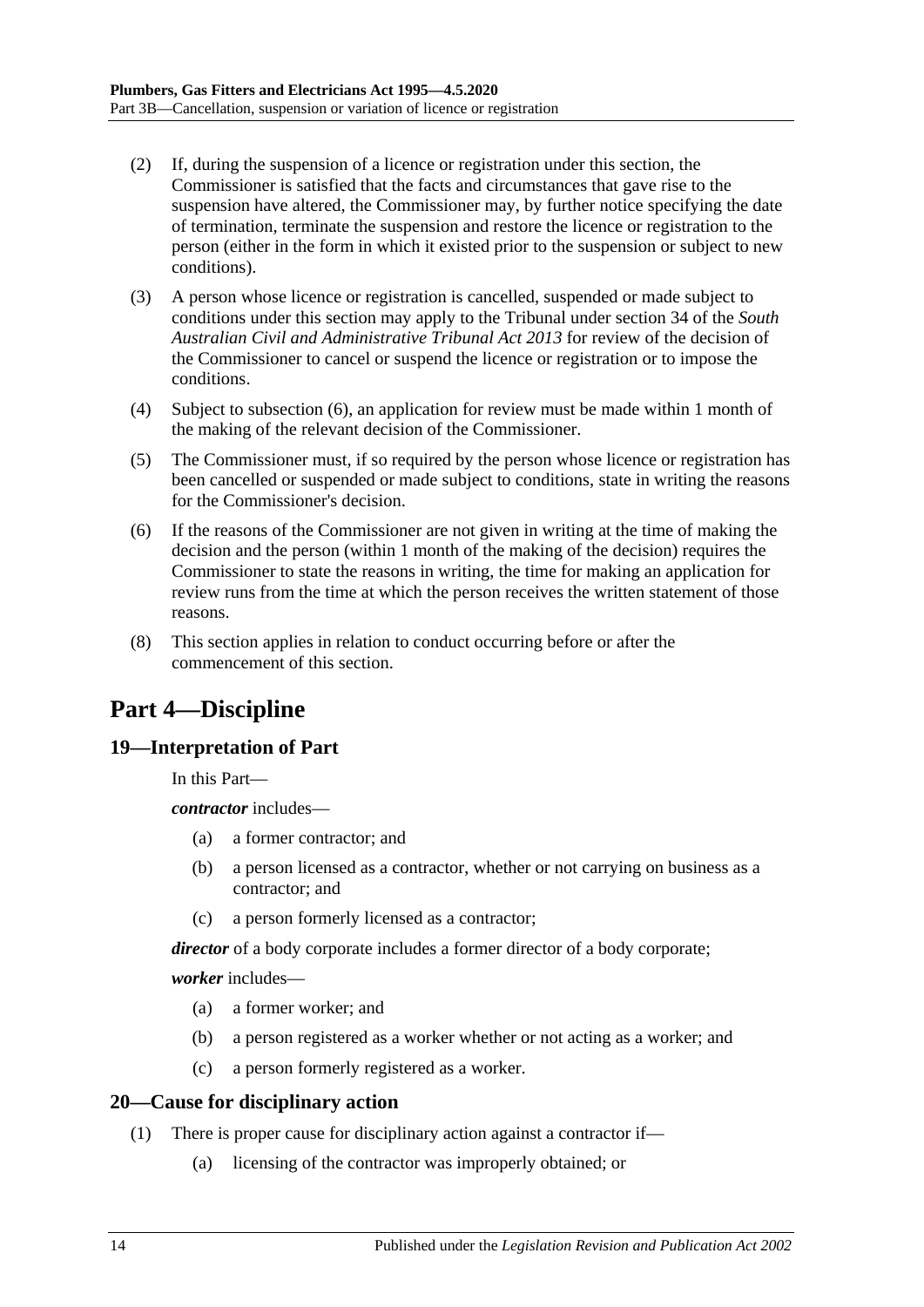(2) If, during the suspension of a licence or registration under this section, the Commissioner is satisfied that the facts and circumstances that gave rise to the suspension have altered, the Commissioner may, by further notice specifying the date of termination, terminate the suspension and restore the licence or registration to the person (either in the form in which it existed prior to the suspension or subject to new conditions).

(3) A person whose licence or registration is cancelled, suspended or made subject to conditions under this section may apply to the Tribunal under section 34 of the *South Australian Civil and Administrative Tribunal Act 2013* for review of the decision of the Commissioner to cancel or suspend the licence or registration or to impose the conditions.

(4) Subject to subsection (6), an application for review must be made within 1 month of the making of the relevant decision of the Commissioner.

(5) The Commissioner must, if so required by the person whose licence or registration has been cancelled or suspended or made subject to conditions, state in writing the reasons for the Commissioner's decision.

(6) If the reasons of the Commissioner are not given in writing at the time of making the decision and the person (within 1 month of the making of the decision) requires the Commissioner to state the reasons in writing, the time for making an application for review runs from the time at which the person receives the written statement of those reasons.

(8) This section applies in relation to conduct occurring before or after the commencement of this section.

# Part 4—Discipline

## 19—Interpretation of Part

In this Part—

***contractor*** includes—

(a) a former contractor; and

(b) a person licensed as a contractor, whether or not carrying on business as a contractor; and

(c) a person formerly licensed as a contractor;

***director*** of a body corporate includes a former director of a body corporate;

***worker*** includes—

(a) a former worker; and

(b) a person registered as a worker whether or not acting as a worker; and

(c) a person formerly registered as a worker.

## 20—Cause for disciplinary action

(1) There is proper cause for disciplinary action against a contractor if—

(a) licensing of the contractor was improperly obtained; or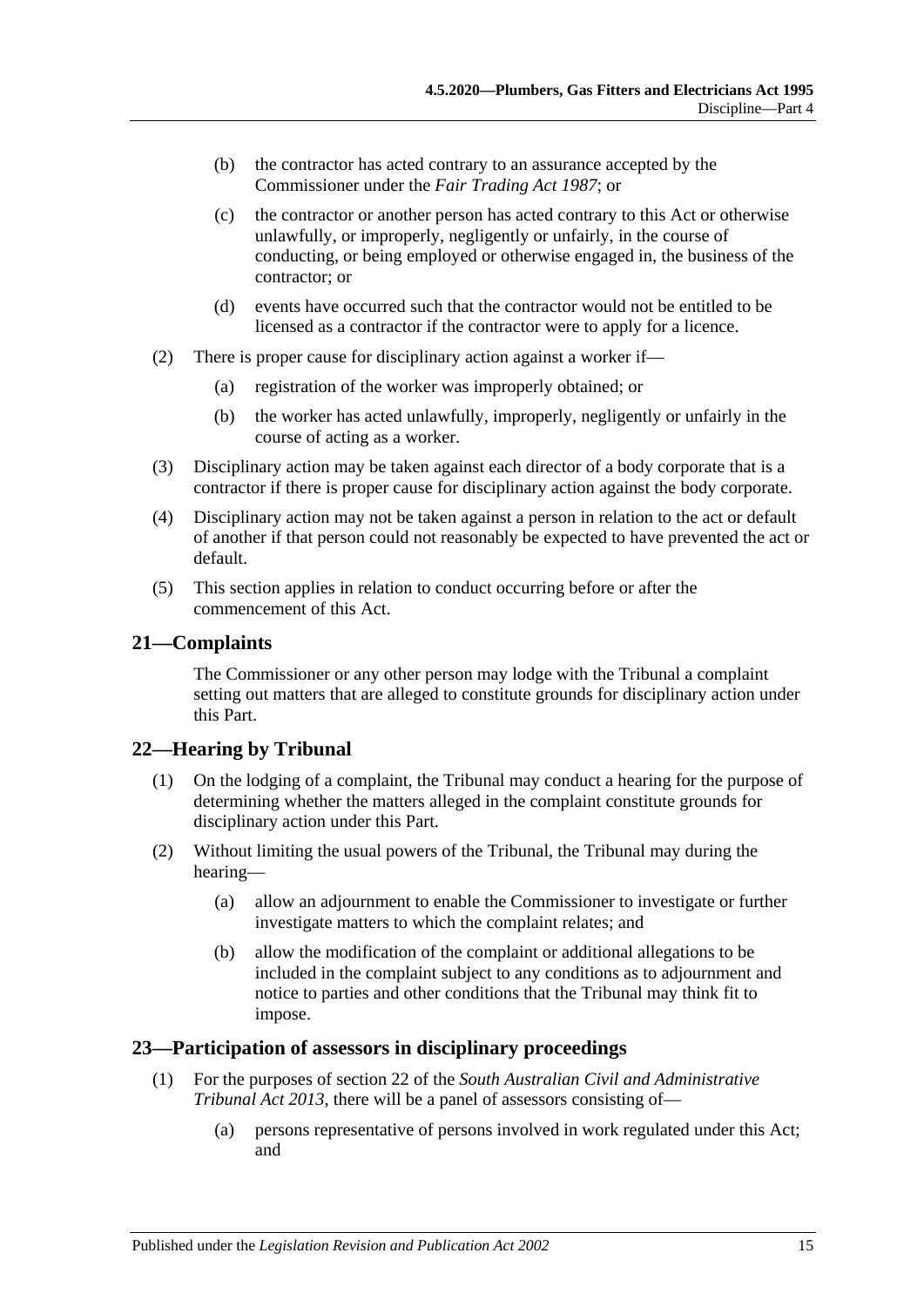(b) the contractor has acted contrary to an assurance accepted by the Commissioner under the *Fair Trading Act 1987*; or

(c) the contractor or another person has acted contrary to this Act or otherwise unlawfully, or improperly, negligently or unfairly, in the course of conducting, or being employed or otherwise engaged in, the business of the contractor; or

(d) events have occurred such that the contractor would not be entitled to be licensed as a contractor if the contractor were to apply for a licence.

(2) There is proper cause for disciplinary action against a worker if—

(a) registration of the worker was improperly obtained; or

(b) the worker has acted unlawfully, improperly, negligently or unfairly in the course of acting as a worker.

(3) Disciplinary action may be taken against each director of a body corporate that is a contractor if there is proper cause for disciplinary action against the body corporate.

(4) Disciplinary action may not be taken against a person in relation to the act or default of another if that person could not reasonably be expected to have prevented the act or default.

(5) This section applies in relation to conduct occurring before or after the commencement of this Act.

## 21—Complaints

The Commissioner or any other person may lodge with the Tribunal a complaint setting out matters that are alleged to constitute grounds for disciplinary action under this Part.

## 22—Hearing by Tribunal

(1) On the lodging of a complaint, the Tribunal may conduct a hearing for the purpose of determining whether the matters alleged in the complaint constitute grounds for disciplinary action under this Part.

(2) Without limiting the usual powers of the Tribunal, the Tribunal may during the hearing—

(a) allow an adjournment to enable the Commissioner to investigate or further investigate matters to which the complaint relates; and

(b) allow the modification of the complaint or additional allegations to be included in the complaint subject to any conditions as to adjournment and notice to parties and other conditions that the Tribunal may think fit to impose.

## 23—Participation of assessors in disciplinary proceedings

(1) For the purposes of section 22 of the *South Australian Civil and Administrative Tribunal Act 2013*, there will be a panel of assessors consisting of—

(a) persons representative of persons involved in work regulated under this Act; and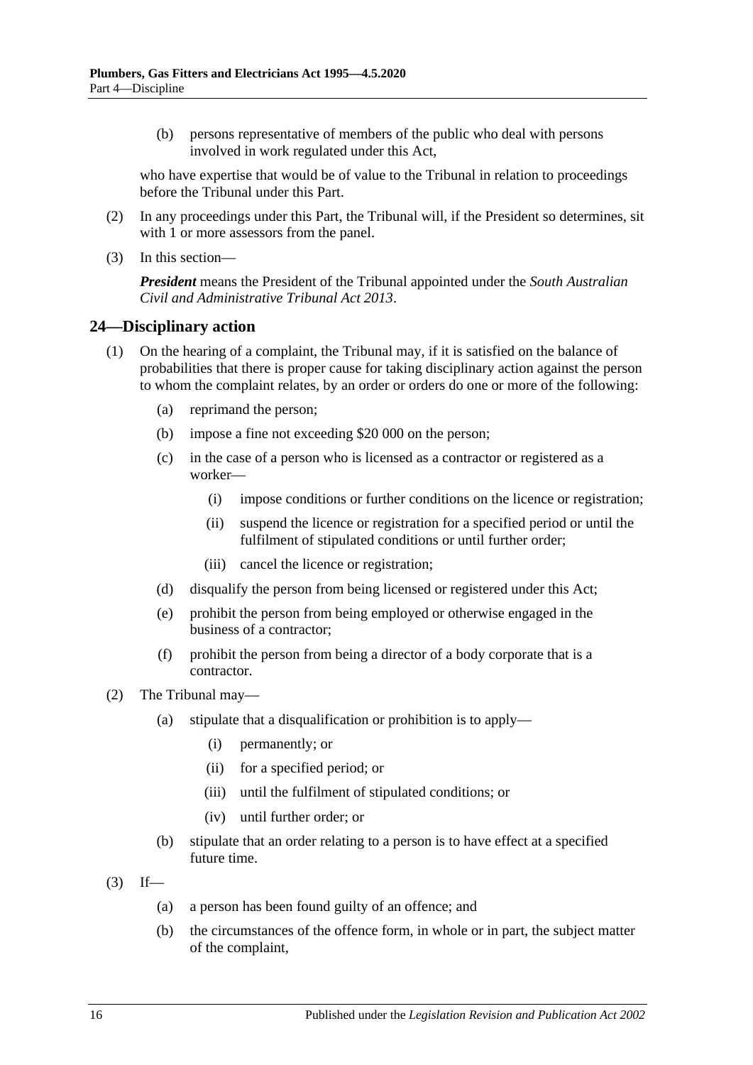(b) persons representative of members of the public who deal with persons involved in work regulated under this Act,

who have expertise that would be of value to the Tribunal in relation to proceedings before the Tribunal under this Part.

(2) In any proceedings under this Part, the Tribunal will, if the President so determines, sit with 1 or more assessors from the panel.

(3) In this section—

***President*** means the President of the Tribunal appointed under the *South Australian Civil and Administrative Tribunal Act 2013*.

## 24—Disciplinary action

(1) On the hearing of a complaint, the Tribunal may, if it is satisfied on the balance of probabilities that there is proper cause for taking disciplinary action against the person to whom the complaint relates, by an order or orders do one or more of the following:

   (a) reprimand the person;

   (b) impose a fine not exceeding $20 000 on the person;

   (c) in the case of a person who is licensed as a contractor or registered as a worker—

      (i) impose conditions or further conditions on the licence or registration;

      (ii) suspend the licence or registration for a specified period or until the fulfilment of stipulated conditions or until further order;

      (iii) cancel the licence or registration;

   (d) disqualify the person from being licensed or registered under this Act;

   (e) prohibit the person from being employed or otherwise engaged in the business of a contractor;

   (f) prohibit the person from being a director of a body corporate that is a contractor.

(2) The Tribunal may—

   (a) stipulate that a disqualification or prohibition is to apply—

      (i) permanently; or

      (ii) for a specified period; or

      (iii) until the fulfilment of stipulated conditions; or

      (iv) until further order; or

   (b) stipulate that an order relating to a person is to have effect at a specified future time.

(3) If—

   (a) a person has been found guilty of an offence; and

   (b) the circumstances of the offence form, in whole or in part, the subject matter of the complaint,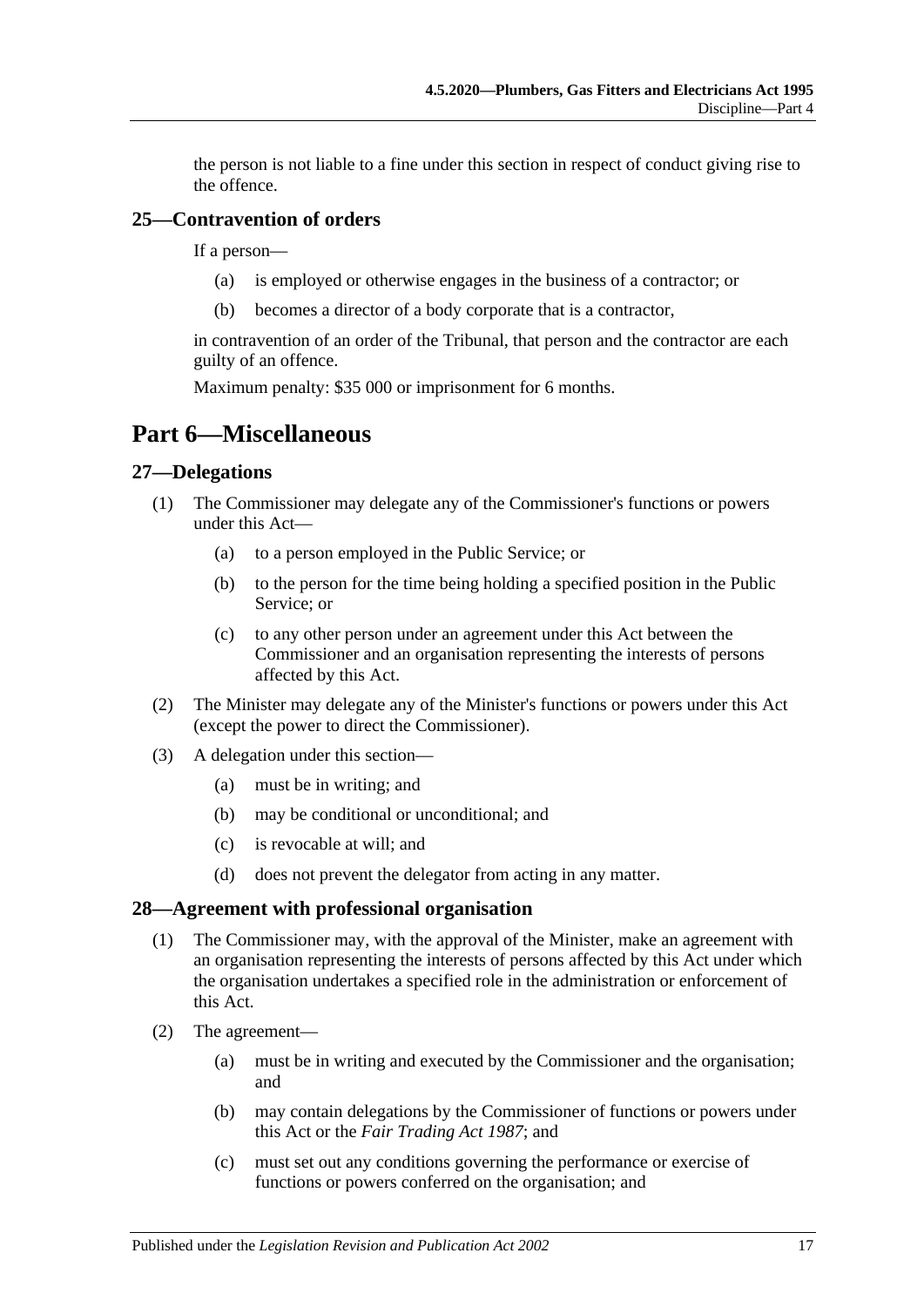the person is not liable to a fine under this section in respect of conduct giving rise to the offence.

### 25—Contravention of orders

If a person—

- (a) is employed or otherwise engages in the business of a contractor; or
- (b) becomes a director of a body corporate that is a contractor,

in contravention of an order of the Tribunal, that person and the contractor are each guilty of an offence.

Maximum penalty: $35 000 or imprisonment for 6 months.

## Part 6—Miscellaneous

### 27—Delegations

(1) The Commissioner may delegate any of the Commissioner's functions or powers under this Act—

- (a) to a person employed in the Public Service; or
- (b) to the person for the time being holding a specified position in the Public Service; or
- (c) to any other person under an agreement under this Act between the Commissioner and an organisation representing the interests of persons affected by this Act.

(2) The Minister may delegate any of the Minister's functions or powers under this Act (except the power to direct the Commissioner).

(3) A delegation under this section—

- (a) must be in writing; and
- (b) may be conditional or unconditional; and
- (c) is revocable at will; and
- (d) does not prevent the delegator from acting in any matter.

### 28—Agreement with professional organisation

(1) The Commissioner may, with the approval of the Minister, make an agreement with an organisation representing the interests of persons affected by this Act under which the organisation undertakes a specified role in the administration or enforcement of this Act.

(2) The agreement—

- (a) must be in writing and executed by the Commissioner and the organisation; and
- (b) may contain delegations by the Commissioner of functions or powers under this Act or the *Fair Trading Act 1987*; and
- (c) must set out any conditions governing the performance or exercise of functions or powers conferred on the organisation; and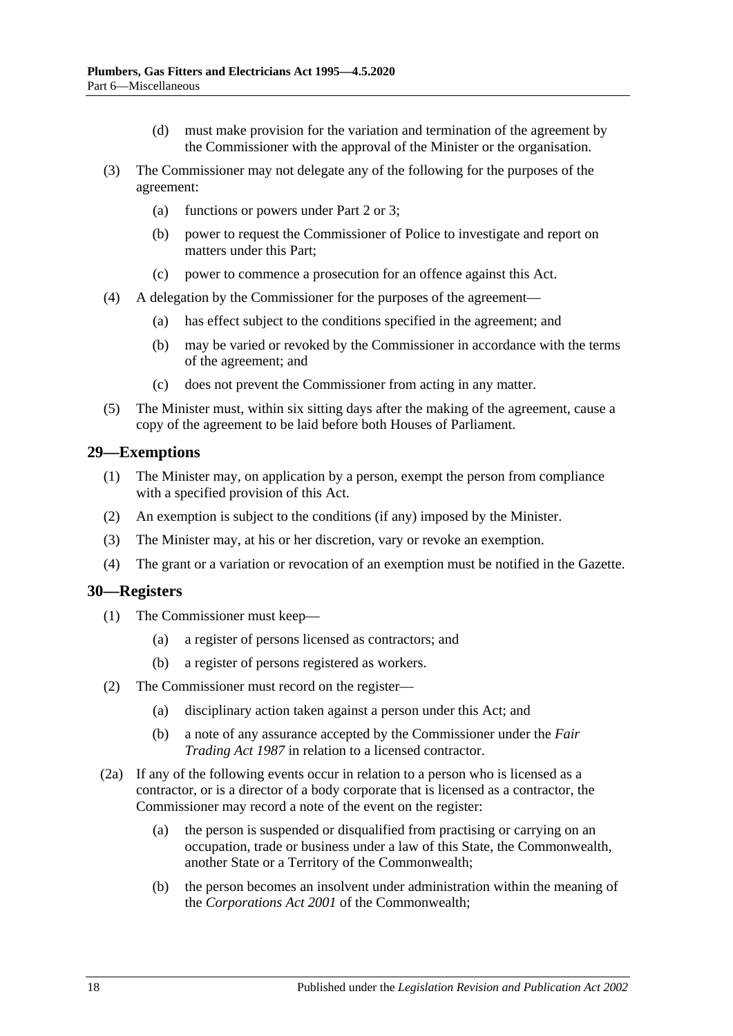(d) must make provision for the variation and termination of the agreement by the Commissioner with the approval of the Minister or the organisation.

(3) The Commissioner may not delegate any of the following for the purposes of the agreement:

(a) functions or powers under Part 2 or 3;

(b) power to request the Commissioner of Police to investigate and report on matters under this Part;

(c) power to commence a prosecution for an offence against this Act.

(4) A delegation by the Commissioner for the purposes of the agreement—

(a) has effect subject to the conditions specified in the agreement; and

(b) may be varied or revoked by the Commissioner in accordance with the terms of the agreement; and

(c) does not prevent the Commissioner from acting in any matter.

(5) The Minister must, within six sitting days after the making of the agreement, cause a copy of the agreement to be laid before both Houses of Parliament.

## 29—Exemptions

(1) The Minister may, on application by a person, exempt the person from compliance with a specified provision of this Act.

(2) An exemption is subject to the conditions (if any) imposed by the Minister.

(3) The Minister may, at his or her discretion, vary or revoke an exemption.

(4) The grant or a variation or revocation of an exemption must be notified in the Gazette.

## 30—Registers

(1) The Commissioner must keep—

(a) a register of persons licensed as contractors; and

(b) a register of persons registered as workers.

(2) The Commissioner must record on the register—

(a) disciplinary action taken against a person under this Act; and

(b) a note of any assurance accepted by the Commissioner under the *Fair Trading Act 1987* in relation to a licensed contractor.

(2a) If any of the following events occur in relation to a person who is licensed as a contractor, or is a director of a body corporate that is licensed as a contractor, the Commissioner may record a note of the event on the register:

(a) the person is suspended or disqualified from practising or carrying on an occupation, trade or business under a law of this State, the Commonwealth, another State or a Territory of the Commonwealth;

(b) the person becomes an insolvent under administration within the meaning of the *Corporations Act 2001* of the Commonwealth;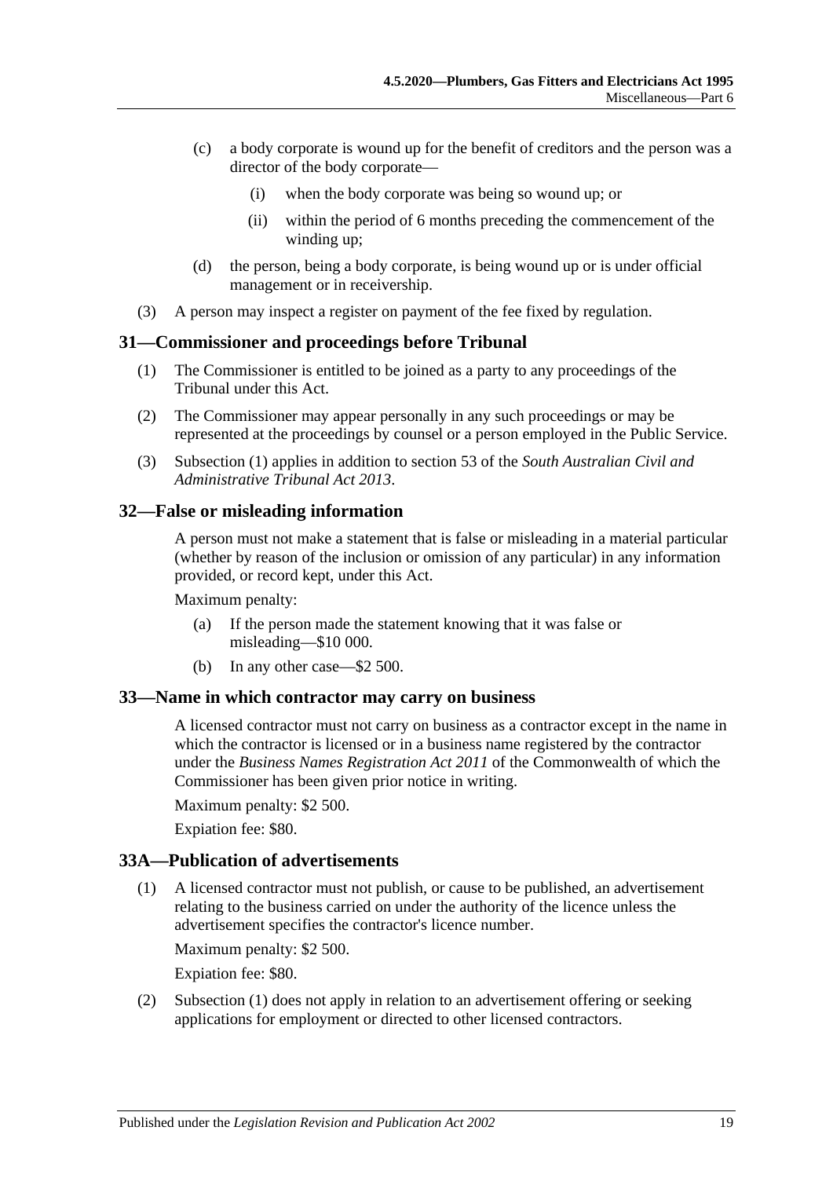(c) a body corporate is wound up for the benefit of creditors and the person was a director of the body corporate—

(i) when the body corporate was being so wound up; or

(ii) within the period of 6 months preceding the commencement of the winding up;

(d) the person, being a body corporate, is being wound up or is under official management or in receivership.

(3) A person may inspect a register on payment of the fee fixed by regulation.

## 31—Commissioner and proceedings before Tribunal

(1) The Commissioner is entitled to be joined as a party to any proceedings of the Tribunal under this Act.

(2) The Commissioner may appear personally in any such proceedings or may be represented at the proceedings by counsel or a person employed in the Public Service.

(3) Subsection (1) applies in addition to section 53 of the *South Australian Civil and Administrative Tribunal Act 2013*.

## 32—False or misleading information

A person must not make a statement that is false or misleading in a material particular (whether by reason of the inclusion or omission of any particular) in any information provided, or record kept, under this Act.

Maximum penalty:

(a) If the person made the statement knowing that it was false or misleading—$10 000.

(b) In any other case—$2 500.

## 33—Name in which contractor may carry on business

A licensed contractor must not carry on business as a contractor except in the name in which the contractor is licensed or in a business name registered by the contractor under the *Business Names Registration Act 2011* of the Commonwealth of which the Commissioner has been given prior notice in writing.

Maximum penalty: $2 500.

Expiation fee: $80.

## 33A—Publication of advertisements

(1) A licensed contractor must not publish, or cause to be published, an advertisement relating to the business carried on under the authority of the licence unless the advertisement specifies the contractor's licence number.

Maximum penalty: $2 500.

Expiation fee: $80.

(2) Subsection (1) does not apply in relation to an advertisement offering or seeking applications for employment or directed to other licensed contractors.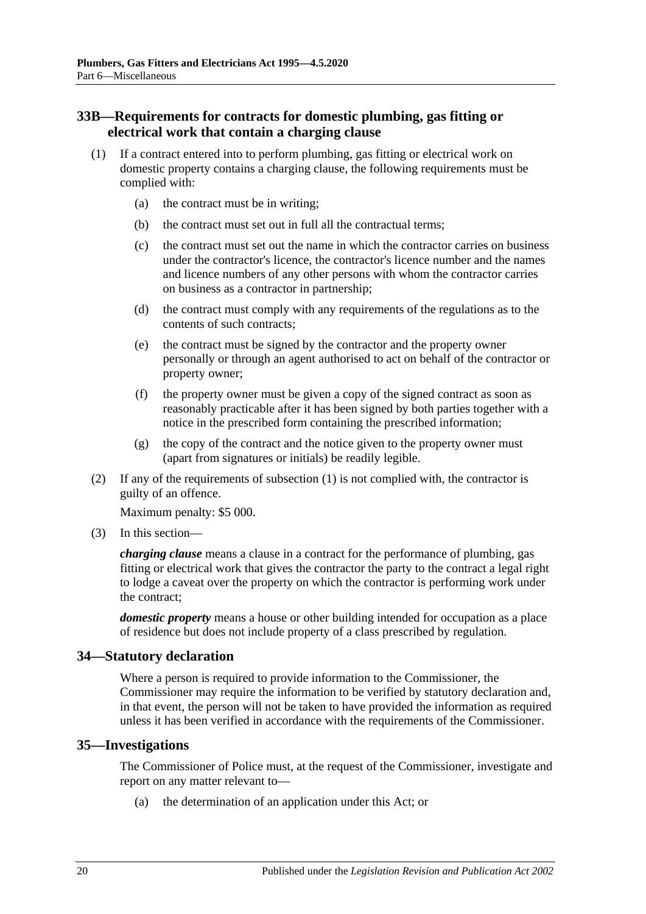## 33B—Requirements for contracts for domestic plumbing, gas fitting or electrical work that contain a charging clause

(1) If a contract entered into to perform plumbing, gas fitting or electrical work on domestic property contains a charging clause, the following requirements must be complied with:

- (a) the contract must be in writing;
- (b) the contract must set out in full all the contractual terms;
- (c) the contract must set out the name in which the contractor carries on business under the contractor's licence, the contractor's licence number and the names and licence numbers of any other persons with whom the contractor carries on business as a contractor in partnership;
- (d) the contract must comply with any requirements of the regulations as to the contents of such contracts;
- (e) the contract must be signed by the contractor and the property owner personally or through an agent authorised to act on behalf of the contractor or property owner;
- (f) the property owner must be given a copy of the signed contract as soon as reasonably practicable after it has been signed by both parties together with a notice in the prescribed form containing the prescribed information;
- (g) the copy of the contract and the notice given to the property owner must (apart from signatures or initials) be readily legible.

(2) If any of the requirements of subsection (1) is not complied with, the contractor is guilty of an offence.

Maximum penalty: $5 000.

(3) In this section—

***charging clause*** means a clause in a contract for the performance of plumbing, gas fitting or electrical work that gives the contractor the party to the contract a legal right to lodge a caveat over the property on which the contractor is performing work under the contract;

***domestic property*** means a house or other building intended for occupation as a place of residence but does not include property of a class prescribed by regulation.

## 34—Statutory declaration

Where a person is required to provide information to the Commissioner, the Commissioner may require the information to be verified by statutory declaration and, in that event, the person will not be taken to have provided the information as required unless it has been verified in accordance with the requirements of the Commissioner.

## 35—Investigations

The Commissioner of Police must, at the request of the Commissioner, investigate and report on any matter relevant to—

- (a) the determination of an application under this Act; or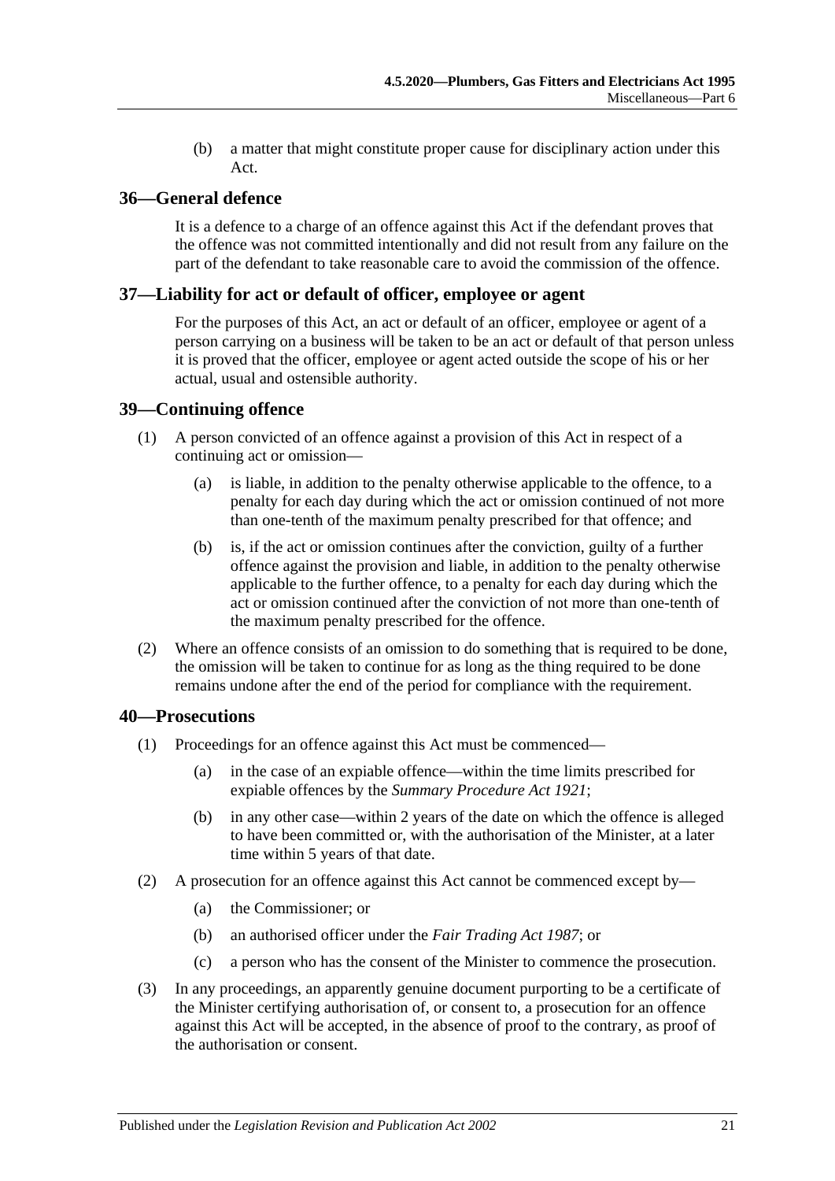(b) a matter that might constitute proper cause for disciplinary action under this Act.

## 36—General defence

It is a defence to a charge of an offence against this Act if the defendant proves that the offence was not committed intentionally and did not result from any failure on the part of the defendant to take reasonable care to avoid the commission of the offence.

## 37—Liability for act or default of officer, employee or agent

For the purposes of this Act, an act or default of an officer, employee or agent of a person carrying on a business will be taken to be an act or default of that person unless it is proved that the officer, employee or agent acted outside the scope of his or her actual, usual and ostensible authority.

## 39—Continuing offence

(1) A person convicted of an offence against a provision of this Act in respect of a continuing act or omission—

(a) is liable, in addition to the penalty otherwise applicable to the offence, to a penalty for each day during which the act or omission continued of not more than one-tenth of the maximum penalty prescribed for that offence; and

(b) is, if the act or omission continues after the conviction, guilty of a further offence against the provision and liable, in addition to the penalty otherwise applicable to the further offence, to a penalty for each day during which the act or omission continued after the conviction of not more than one-tenth of the maximum penalty prescribed for the offence.

(2) Where an offence consists of an omission to do something that is required to be done, the omission will be taken to continue for as long as the thing required to be done remains undone after the end of the period for compliance with the requirement.

## 40—Prosecutions

(1) Proceedings for an offence against this Act must be commenced—

(a) in the case of an expiable offence—within the time limits prescribed for expiable offences by the *Summary Procedure Act 1921*;

(b) in any other case—within 2 years of the date on which the offence is alleged to have been committed or, with the authorisation of the Minister, at a later time within 5 years of that date.

(2) A prosecution for an offence against this Act cannot be commenced except by—

(a) the Commissioner; or

(b) an authorised officer under the *Fair Trading Act 1987*; or

(c) a person who has the consent of the Minister to commence the prosecution.

(3) In any proceedings, an apparently genuine document purporting to be a certificate of the Minister certifying authorisation of, or consent to, a prosecution for an offence against this Act will be accepted, in the absence of proof to the contrary, as proof of the authorisation or consent.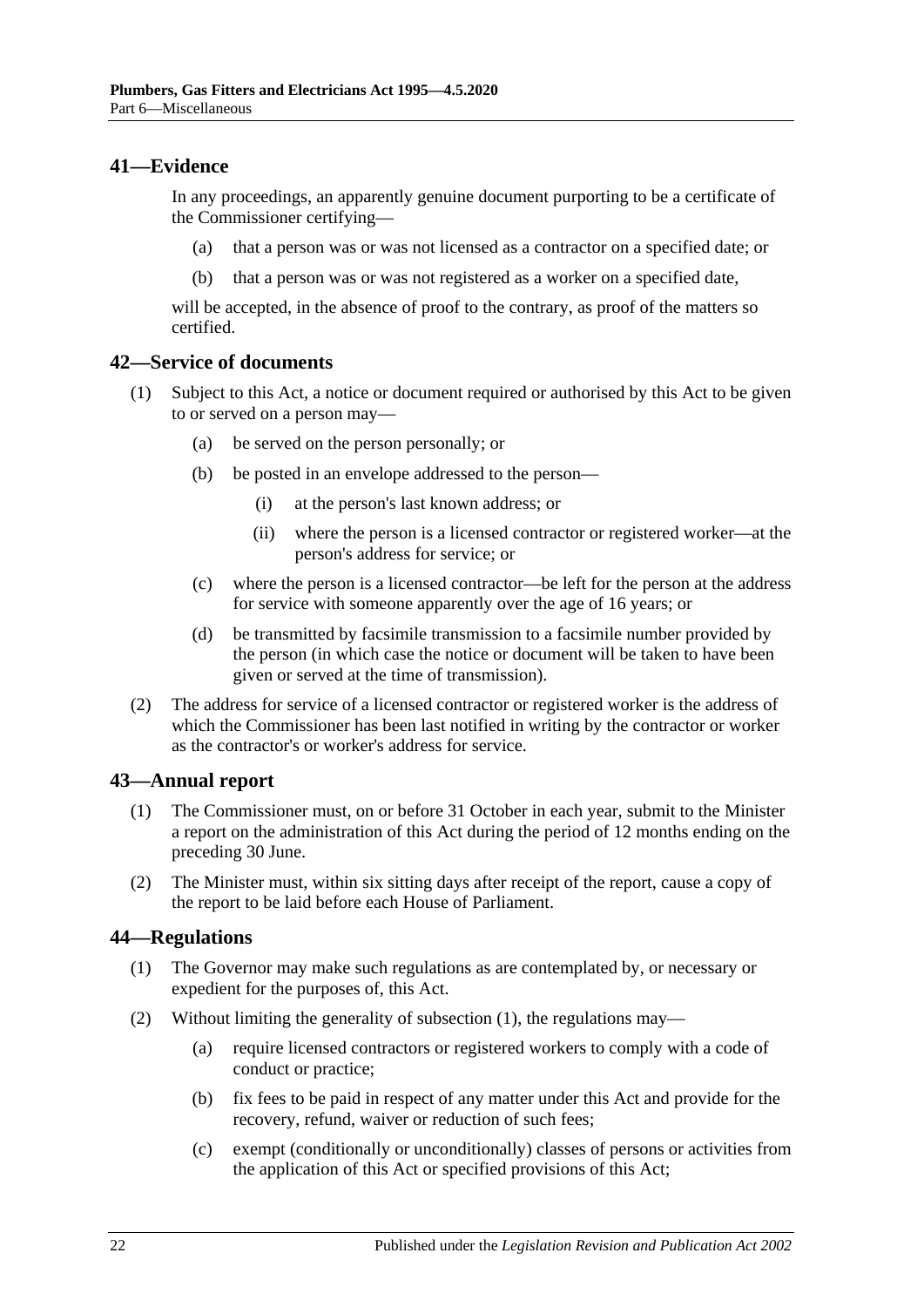## 41—Evidence

In any proceedings, an apparently genuine document purporting to be a certificate of the Commissioner certifying—

- (a) that a person was or was not licensed as a contractor on a specified date; or
- (b) that a person was or was not registered as a worker on a specified date,

will be accepted, in the absence of proof to the contrary, as proof of the matters so certified.

## 42—Service of documents

(1) Subject to this Act, a notice or document required or authorised by this Act to be given to or served on a person may—

- (a) be served on the person personally; or
- (b) be posted in an envelope addressed to the person—
  - (i) at the person's last known address; or
  - (ii) where the person is a licensed contractor or registered worker—at the person's address for service; or
- (c) where the person is a licensed contractor—be left for the person at the address for service with someone apparently over the age of 16 years; or
- (d) be transmitted by facsimile transmission to a facsimile number provided by the person (in which case the notice or document will be taken to have been given or served at the time of transmission).

(2) The address for service of a licensed contractor or registered worker is the address of which the Commissioner has been last notified in writing by the contractor or worker as the contractor's or worker's address for service.

## 43—Annual report

(1) The Commissioner must, on or before 31 October in each year, submit to the Minister a report on the administration of this Act during the period of 12 months ending on the preceding 30 June.

(2) The Minister must, within six sitting days after receipt of the report, cause a copy of the report to be laid before each House of Parliament.

## 44—Regulations

(1) The Governor may make such regulations as are contemplated by, or necessary or expedient for the purposes of, this Act.

(2) Without limiting the generality of subsection (1), the regulations may—

- (a) require licensed contractors or registered workers to comply with a code of conduct or practice;
- (b) fix fees to be paid in respect of any matter under this Act and provide for the recovery, refund, waiver or reduction of such fees;
- (c) exempt (conditionally or unconditionally) classes of persons or activities from the application of this Act or specified provisions of this Act;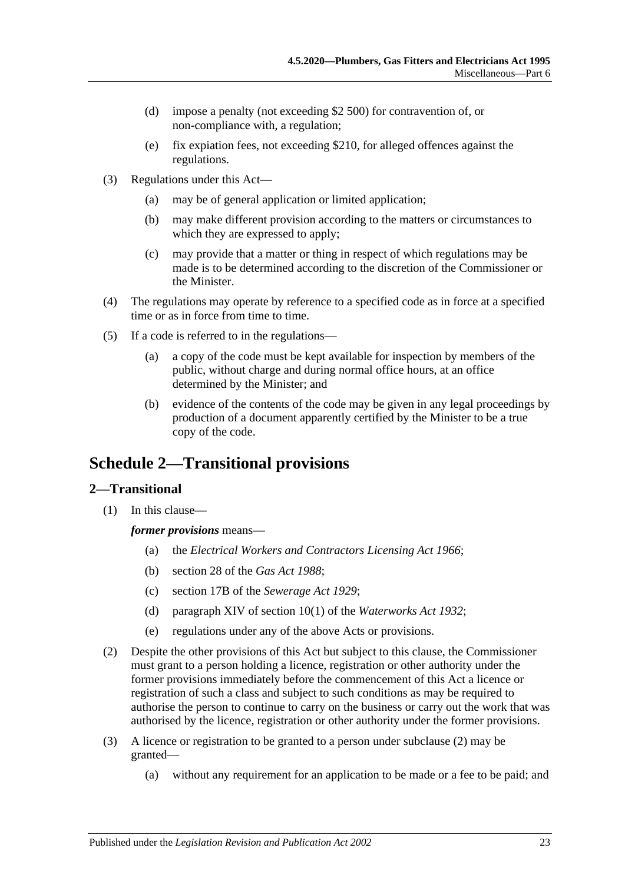(d) impose a penalty (not exceeding $2 500) for contravention of, or non-compliance with, a regulation;

(e) fix expiation fees, not exceeding $210, for alleged offences against the regulations.

(3) Regulations under this Act—

(a) may be of general application or limited application;

(b) may make different provision according to the matters or circumstances to which they are expressed to apply;

(c) may provide that a matter or thing in respect of which regulations may be made is to be determined according to the discretion of the Commissioner or the Minister.

(4) The regulations may operate by reference to a specified code as in force at a specified time or as in force from time to time.

(5) If a code is referred to in the regulations—

(a) a copy of the code must be kept available for inspection by members of the public, without charge and during normal office hours, at an office determined by the Minister; and

(b) evidence of the contents of the code may be given in any legal proceedings by production of a document apparently certified by the Minister to be a true copy of the code.

# Schedule 2—Transitional provisions

## 2—Transitional

(1) In this clause—

***former provisions*** means—

(a) the *Electrical Workers and Contractors Licensing Act 1966*;

(b) section 28 of the *Gas Act 1988*;

(c) section 17B of the *Sewerage Act 1929*;

(d) paragraph XIV of section 10(1) of the *Waterworks Act 1932*;

(e) regulations under any of the above Acts or provisions.

(2) Despite the other provisions of this Act but subject to this clause, the Commissioner must grant to a person holding a licence, registration or other authority under the former provisions immediately before the commencement of this Act a licence or registration of such a class and subject to such conditions as may be required to authorise the person to continue to carry on the business or carry out the work that was authorised by the licence, registration or other authority under the former provisions.

(3) A licence or registration to be granted to a person under subclause (2) may be granted—

(a) without any requirement for an application to be made or a fee to be paid; and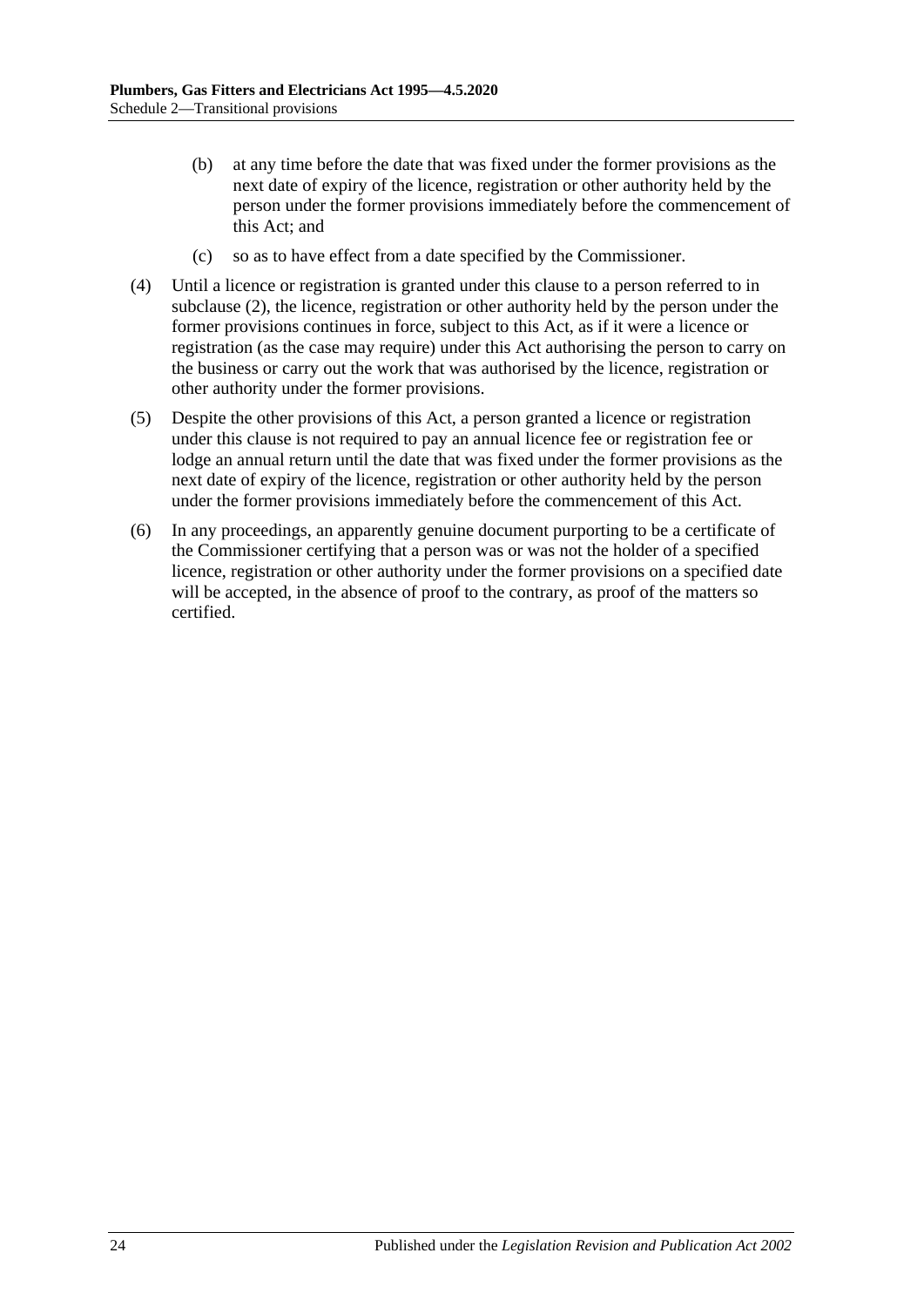(b) at any time before the date that was fixed under the former provisions as the next date of expiry of the licence, registration or other authority held by the person under the former provisions immediately before the commencement of this Act; and

(c) so as to have effect from a date specified by the Commissioner.

(4) Until a licence or registration is granted under this clause to a person referred to in subclause (2), the licence, registration or other authority held by the person under the former provisions continues in force, subject to this Act, as if it were a licence or registration (as the case may require) under this Act authorising the person to carry on the business or carry out the work that was authorised by the licence, registration or other authority under the former provisions.

(5) Despite the other provisions of this Act, a person granted a licence or registration under this clause is not required to pay an annual licence fee or registration fee or lodge an annual return until the date that was fixed under the former provisions as the next date of expiry of the licence, registration or other authority held by the person under the former provisions immediately before the commencement of this Act.

(6) In any proceedings, an apparently genuine document purporting to be a certificate of the Commissioner certifying that a person was or was not the holder of a specified licence, registration or other authority under the former provisions on a specified date will be accepted, in the absence of proof to the contrary, as proof of the matters so certified.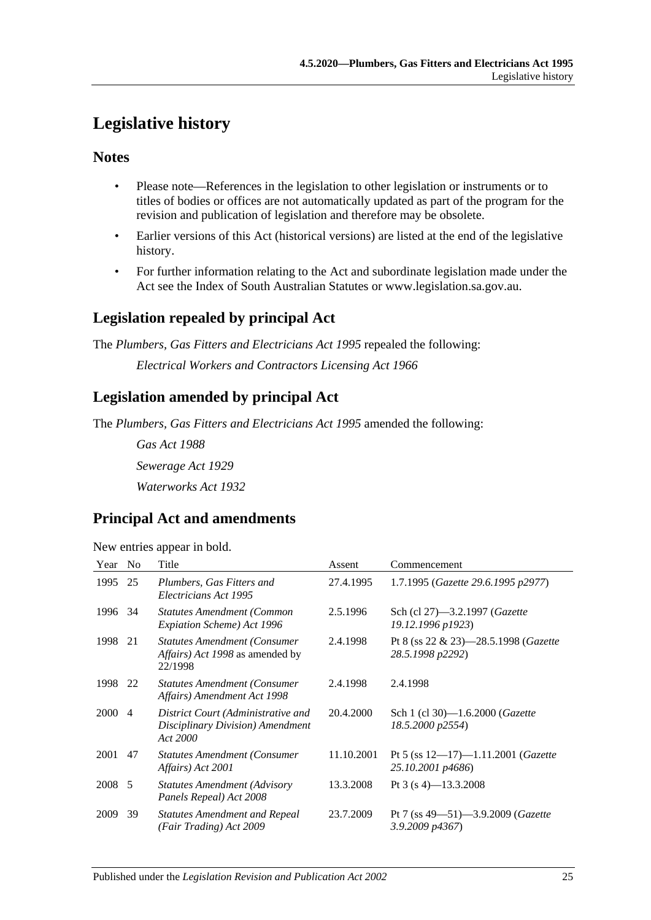# Legislative history

## Notes

- Please note—References in the legislation to other legislation or instruments or to titles of bodies or offices are not automatically updated as part of the program for the revision and publication of legislation and therefore may be obsolete.
- Earlier versions of this Act (historical versions) are listed at the end of the legislative history.
- For further information relating to the Act and subordinate legislation made under the Act see the Index of South Australian Statutes or www.legislation.sa.gov.au.

## Legislation repealed by principal Act

The *Plumbers, Gas Fitters and Electricians Act 1995* repealed the following:

*Electrical Workers and Contractors Licensing Act 1966*

## Legislation amended by principal Act

The *Plumbers, Gas Fitters and Electricians Act 1995* amended the following:

*Gas Act 1988*

*Sewerage Act 1929*

*Waterworks Act 1932*

## Principal Act and amendments

New entries appear in bold.

| Year | No | Title | Assent | Commencement |
|---|---|---|---|---|
| 1995 | 25 | *Plumbers, Gas Fitters and Electricians Act 1995* | 27.4.1995 | 1.7.1995 (*Gazette 29.6.1995 p2977*) |
| 1996 | 34 | *Statutes Amendment (Common Expiation Scheme) Act 1996* | 2.5.1996 | Sch (cl 27)—3.2.1997 (*Gazette 19.12.1996 p1923*) |
| 1998 | 21 | *Statutes Amendment (Consumer Affairs) Act 1998* as amended by 22/1998 | 2.4.1998 | Pt 8 (ss 22 & 23)—28.5.1998 (*Gazette 28.5.1998 p2292*) |
| 1998 | 22 | *Statutes Amendment (Consumer Affairs) Amendment Act 1998* | 2.4.1998 | 2.4.1998 |
| 2000 | 4 | *District Court (Administrative and Disciplinary Division) Amendment Act 2000* | 20.4.2000 | Sch 1 (cl 30)—1.6.2000 (*Gazette 18.5.2000 p2554*) |
| 2001 | 47 | *Statutes Amendment (Consumer Affairs) Act 2001* | 11.10.2001 | Pt 5 (ss 12—17)—1.11.2001 (*Gazette 25.10.2001 p4686*) |
| 2008 | 5 | *Statutes Amendment (Advisory Panels Repeal) Act 2008* | 13.3.2008 | Pt 3 (s 4)—13.3.2008 |
| 2009 | 39 | *Statutes Amendment and Repeal (Fair Trading) Act 2009* | 23.7.2009 | Pt 7 (ss 49—51)—3.9.2009 (*Gazette 3.9.2009 p4367*) |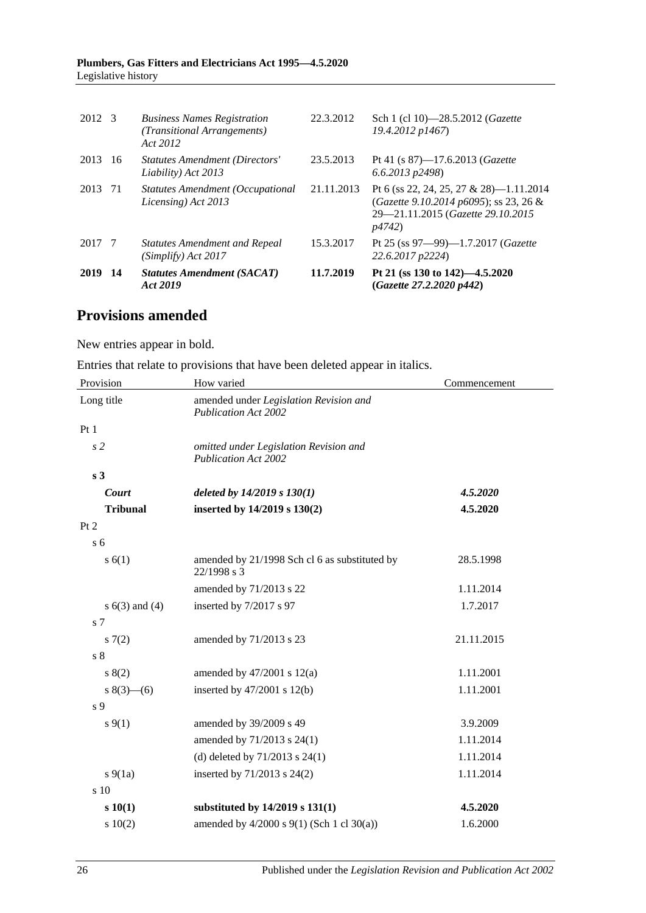| | | | | |
|---|---|---|---|---|
| 2012 | 3 | *Business Names Registration (Transitional Arrangements) Act 2012* | 22.3.2012 | Sch 1 (cl 10)—28.5.2012 (*Gazette 19.4.2012 p1467*) |
| 2013 | 16 | *Statutes Amendment (Directors' Liability) Act 2013* | 23.5.2013 | Pt 41 (s 87)—17.6.2013 (*Gazette 6.6.2013 p2498*) |
| 2013 | 71 | *Statutes Amendment (Occupational Licensing) Act 2013* | 21.11.2013 | Pt 6 (ss 22, 24, 25, 27 & 28)—1.11.2014 (*Gazette 9.10.2014 p6095*); ss 23, 26 & 29—21.11.2015 (*Gazette 29.10.2015 p4742*) |
| 2017 | 7 | *Statutes Amendment and Repeal (Simplify) Act 2017* | 15.3.2017 | Pt 25 (ss 97—99)—1.7.2017 (*Gazette 22.6.2017 p2224*) |
| **2019** | **14** | ***Statutes Amendment (SACAT) Act 2019*** | **11.7.2019** | **Pt 21 (ss 130 to 142)—4.5.2020 (*Gazette 27.2.2020 p442*)** |

## Provisions amended

New entries appear in bold.

Entries that relate to provisions that have been deleted appear in italics.

| Provision | How varied | Commencement |
|---|---|---|
| Long title | amended under *Legislation Revision and Publication Act 2002* | |
| Pt 1 | | |
| *s 2* | *omitted under Legislation Revision and Publication Act 2002* | |
| **s 3** | | |
| ***Court*** | ***deleted by 14/2019 s 130(1)*** | ***4.5.2020*** |
| **Tribunal** | **inserted by 14/2019 s 130(2)** | **4.5.2020** |
| Pt 2 | | |
| s 6 | | |
| s 6(1) | amended by 21/1998 Sch cl 6 as substituted by 22/1998 s 3 | 28.5.1998 |
| | amended by 71/2013 s 22 | 1.11.2014 |
| s 6(3) and (4) | inserted by 7/2017 s 97 | 1.7.2017 |
| s 7 | | |
| s 7(2) | amended by 71/2013 s 23 | 21.11.2015 |
| s 8 | | |
| s 8(2) | amended by 47/2001 s 12(a) | 1.11.2001 |
| s 8(3)—(6) | inserted by 47/2001 s 12(b) | 1.11.2001 |
| s 9 | | |
| s 9(1) | amended by 39/2009 s 49 | 3.9.2009 |
| | amended by 71/2013 s 24(1) | 1.11.2014 |
| | (d) deleted by 71/2013 s 24(1) | 1.11.2014 |
| s 9(1a) | inserted by 71/2013 s 24(2) | 1.11.2014 |
| s 10 | | |
| **s 10(1)** | **substituted by 14/2019 s 131(1)** | **4.5.2020** |
| s 10(2) | amended by 4/2000 s 9(1) (Sch 1 cl 30(a)) | 1.6.2000 |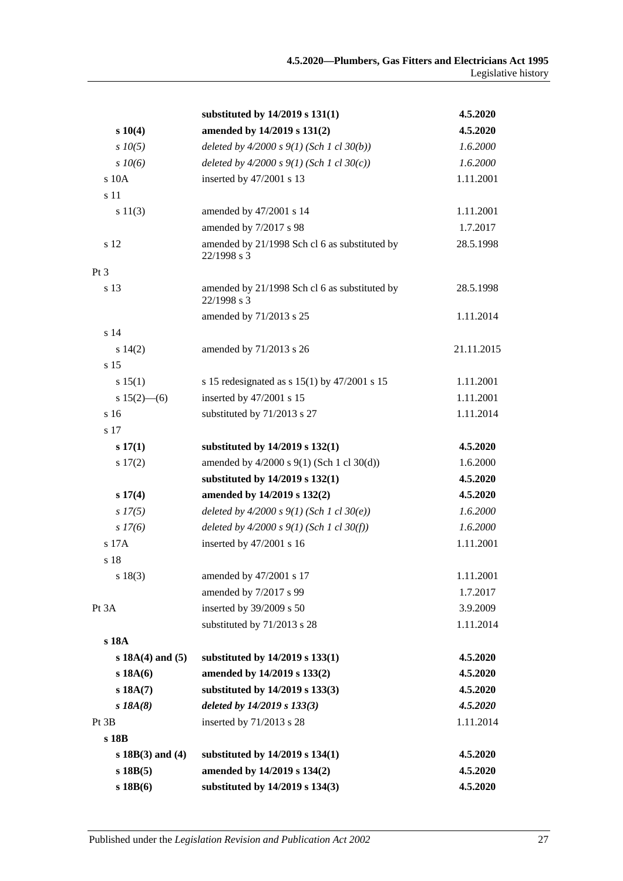| | | |
|---|---|---|
| | **substituted by 14/2019 s 131(1)** | **4.5.2020** |
| **s 10(4)** | **amended by 14/2019 s 131(2)** | **4.5.2020** |
| *s 10(5)* | *deleted by 4/2000 s 9(1) (Sch 1 cl 30(b))* | *1.6.2000* |
| *s 10(6)* | *deleted by 4/2000 s 9(1) (Sch 1 cl 30(c))* | *1.6.2000* |
| s 10A | inserted by 47/2001 s 13 | 1.11.2001 |
| s 11 | | |
| s 11(3) | amended by 47/2001 s 14 | 1.11.2001 |
| | amended by 7/2017 s 98 | 1.7.2017 |
| s 12 | amended by 21/1998 Sch cl 6 as substituted by 22/1998 s 3 | 28.5.1998 |
| Pt 3 | | |
| s 13 | amended by 21/1998 Sch cl 6 as substituted by 22/1998 s 3 | 28.5.1998 |
| | amended by 71/2013 s 25 | 1.11.2014 |
| s 14 | | |
| s 14(2) | amended by 71/2013 s 26 | 21.11.2015 |
| s 15 | | |
| s 15(1) | s 15 redesignated as s 15(1) by 47/2001 s 15 | 1.11.2001 |
| s 15(2)—(6) | inserted by 47/2001 s 15 | 1.11.2001 |
| s 16 | substituted by 71/2013 s 27 | 1.11.2014 |
| s 17 | | |
| **s 17(1)** | **substituted by 14/2019 s 132(1)** | **4.5.2020** |
| s 17(2) | amended by 4/2000 s 9(1) (Sch 1 cl 30(d)) | 1.6.2000 |
| | **substituted by 14/2019 s 132(1)** | **4.5.2020** |
| **s 17(4)** | **amended by 14/2019 s 132(2)** | **4.5.2020** |
| *s 17(5)* | *deleted by 4/2000 s 9(1) (Sch 1 cl 30(e))* | *1.6.2000* |
| *s 17(6)* | *deleted by 4/2000 s 9(1) (Sch 1 cl 30(f))* | *1.6.2000* |
| s 17A | inserted by 47/2001 s 16 | 1.11.2001 |
| s 18 | | |
| s 18(3) | amended by 47/2001 s 17 | 1.11.2001 |
| | amended by 7/2017 s 99 | 1.7.2017 |
| Pt 3A | inserted by 39/2009 s 50 | 3.9.2009 |
| | substituted by 71/2013 s 28 | 1.11.2014 |
| **s 18A** | | |
| **s 18A(4) and (5)** | **substituted by 14/2019 s 133(1)** | **4.5.2020** |
| **s 18A(6)** | **amended by 14/2019 s 133(2)** | **4.5.2020** |
| **s 18A(7)** | **substituted by 14/2019 s 133(3)** | **4.5.2020** |
| ***s 18A(8)*** | ***deleted by 14/2019 s 133(3)*** | ***4.5.2020*** |
| Pt 3B | inserted by 71/2013 s 28 | 1.11.2014 |
| **s 18B** | | |
| **s 18B(3) and (4)** | **substituted by 14/2019 s 134(1)** | **4.5.2020** |
| **s 18B(5)** | **amended by 14/2019 s 134(2)** | **4.5.2020** |
| **s 18B(6)** | **substituted by 14/2019 s 134(3)** | **4.5.2020** |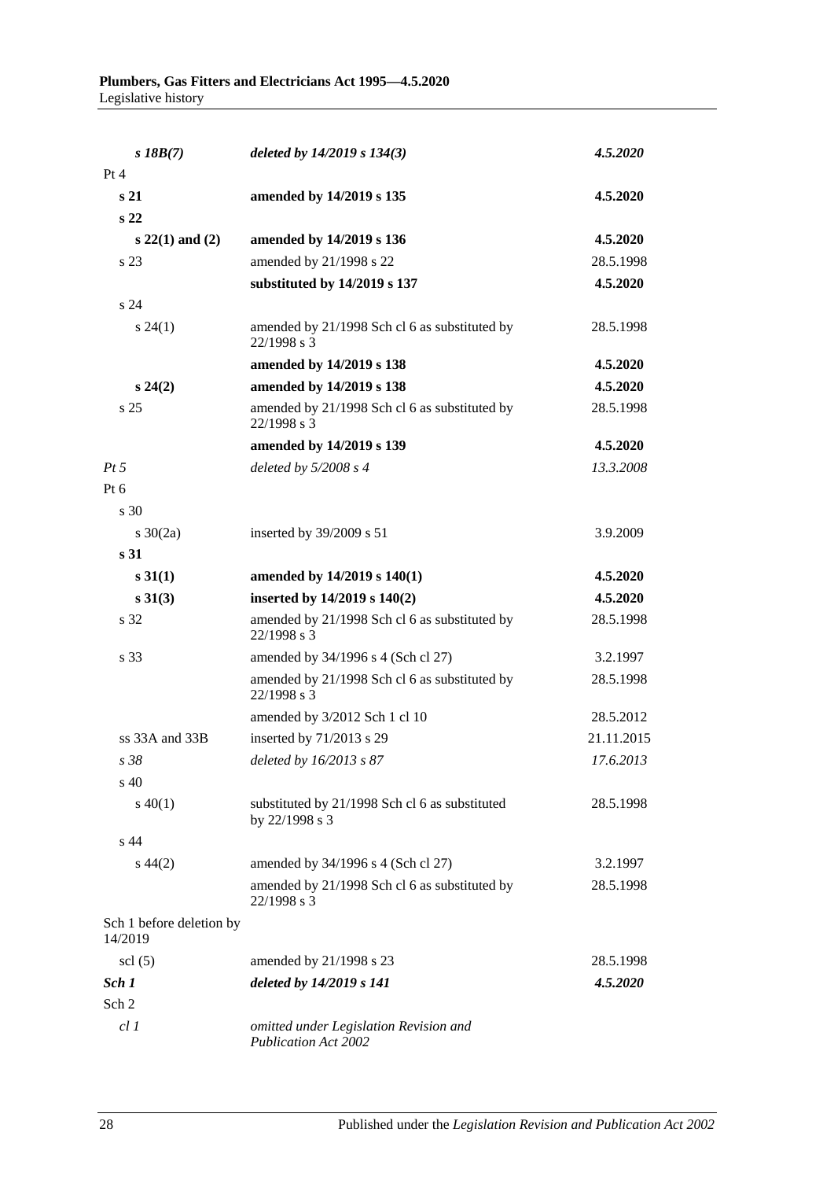| | | |
|---|---|---|
| ***s 18B(7)*** | ***deleted by 14/2019 s 134(3)*** | ***4.5.2020*** |
| Pt 4 | | |
| **s 21** | **amended by 14/2019 s 135** | **4.5.2020** |
| **s 22** | | |
| **s 22(1) and (2)** | **amended by 14/2019 s 136** | **4.5.2020** |
| s 23 | amended by 21/1998 s 22 | 28.5.1998 |
| | **substituted by 14/2019 s 137** | **4.5.2020** |
| s 24 | | |
| s 24(1) | amended by 21/1998 Sch cl 6 as substituted by 22/1998 s 3 | 28.5.1998 |
| | **amended by 14/2019 s 138** | **4.5.2020** |
| **s 24(2)** | **amended by 14/2019 s 138** | **4.5.2020** |
| s 25 | amended by 21/1998 Sch cl 6 as substituted by 22/1998 s 3 | 28.5.1998 |
| | **amended by 14/2019 s 139** | **4.5.2020** |
| *Pt 5* | *deleted by 5/2008 s 4* | *13.3.2008* |
| Pt 6 | | |
| s 30 | | |
| s 30(2a) | inserted by 39/2009 s 51 | 3.9.2009 |
| **s 31** | | |
| **s 31(1)** | **amended by 14/2019 s 140(1)** | **4.5.2020** |
| **s 31(3)** | **inserted by 14/2019 s 140(2)** | **4.5.2020** |
| s 32 | amended by 21/1998 Sch cl 6 as substituted by 22/1998 s 3 | 28.5.1998 |
| s 33 | amended by 34/1996 s 4 (Sch cl 27) | 3.2.1997 |
| | amended by 21/1998 Sch cl 6 as substituted by 22/1998 s 3 | 28.5.1998 |
| | amended by 3/2012 Sch 1 cl 10 | 28.5.2012 |
| ss 33A and 33B | inserted by 71/2013 s 29 | 21.11.2015 |
| *s 38* | *deleted by 16/2013 s 87* | *17.6.2013* |
| s 40 | | |
| s 40(1) | substituted by 21/1998 Sch cl 6 as substituted by 22/1998 s 3 | 28.5.1998 |
| s 44 | | |
| s 44(2) | amended by 34/1996 s 4 (Sch cl 27) | 3.2.1997 |
| | amended by 21/1998 Sch cl 6 as substituted by 22/1998 s 3 | 28.5.1998 |
| Sch 1 before deletion by 14/2019 | | |
| scl (5) | amended by 21/1998 s 23 | 28.5.1998 |
| ***Sch 1*** | ***deleted by 14/2019 s 141*** | ***4.5.2020*** |
| Sch 2 | | |
| *cl 1* | *omitted under Legislation Revision and Publication Act 2002* | |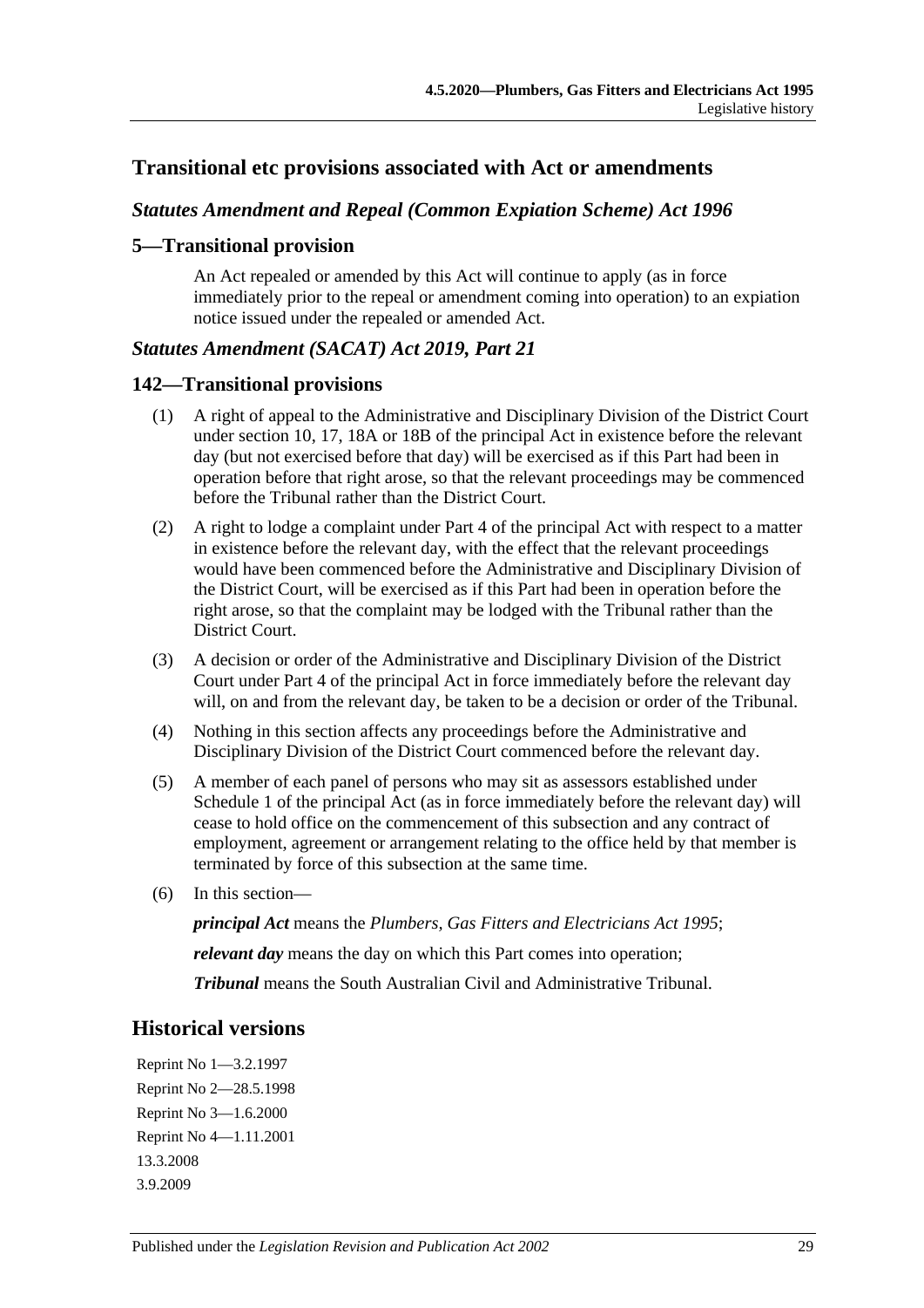## Transitional etc provisions associated with Act or amendments

### *Statutes Amendment and Repeal (Common Expiation Scheme) Act 1996*

### 5—Transitional provision

An Act repealed or amended by this Act will continue to apply (as in force immediately prior to the repeal or amendment coming into operation) to an expiation notice issued under the repealed or amended Act.

### *Statutes Amendment (SACAT) Act 2019, Part 21*

### 142—Transitional provisions

(1) A right of appeal to the Administrative and Disciplinary Division of the District Court under section 10, 17, 18A or 18B of the principal Act in existence before the relevant day (but not exercised before that day) will be exercised as if this Part had been in operation before that right arose, so that the relevant proceedings may be commenced before the Tribunal rather than the District Court.

(2) A right to lodge a complaint under Part 4 of the principal Act with respect to a matter in existence before the relevant day, with the effect that the relevant proceedings would have been commenced before the Administrative and Disciplinary Division of the District Court, will be exercised as if this Part had been in operation before the right arose, so that the complaint may be lodged with the Tribunal rather than the District Court.

(3) A decision or order of the Administrative and Disciplinary Division of the District Court under Part 4 of the principal Act in force immediately before the relevant day will, on and from the relevant day, be taken to be a decision or order of the Tribunal.

(4) Nothing in this section affects any proceedings before the Administrative and Disciplinary Division of the District Court commenced before the relevant day.

(5) A member of each panel of persons who may sit as assessors established under Schedule 1 of the principal Act (as in force immediately before the relevant day) will cease to hold office on the commencement of this subsection and any contract of employment, agreement or arrangement relating to the office held by that member is terminated by force of this subsection at the same time.

(6) In this section—

***principal Act*** means the *Plumbers, Gas Fitters and Electricians Act 1995*;

***relevant day*** means the day on which this Part comes into operation;

***Tribunal*** means the South Australian Civil and Administrative Tribunal.

## Historical versions

Reprint No 1—3.2.1997

Reprint No 2—28.5.1998

Reprint No 3—1.6.2000

Reprint No 4—1.11.2001

13.3.2008

3.9.2009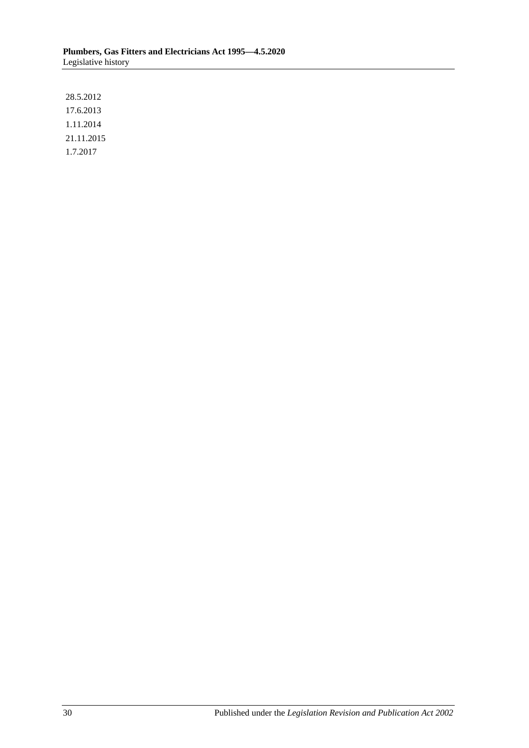28.5.2012

17.6.2013

1.11.2014

21.11.2015

1.7.2017